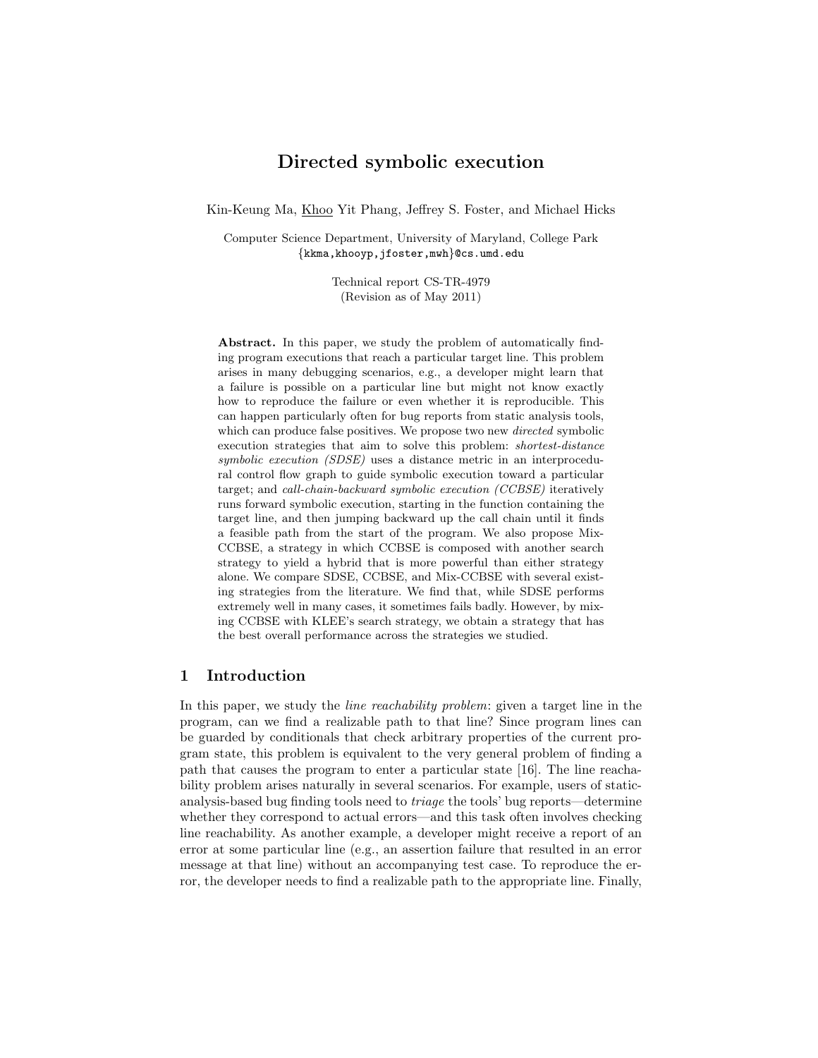# Directed symbolic execution

Kin-Keung Ma, Khoo Yit Phang, Jeffrey S. Foster, and Michael Hicks

Computer Science Department, University of Maryland, College Park
{kkma,khooyp,jfoster,mwh}@cs.umd.edu

Technical report CS-TR-4979
(Revision as of May 2011)

**Abstract.** In this paper, we study the problem of automatically finding program executions that reach a particular target line. This problem arises in many debugging scenarios, e.g., a developer might learn that a failure is possible on a particular line but might not know exactly how to reproduce the failure or even whether it is reproducible. This can happen particularly often for bug reports from static analysis tools, which can produce false positives. We propose two new *directed* symbolic execution strategies that aim to solve this problem: *shortest-distance symbolic execution (SDSE)* uses a distance metric in an interprocedural control flow graph to guide symbolic execution toward a particular target; and *call-chain-backward symbolic execution (CCBSE)* iteratively runs forward symbolic execution, starting in the function containing the target line, and then jumping backward up the call chain until it finds a feasible path from the start of the program. We also propose Mix-CCBSE, a strategy in which CCBSE is composed with another search strategy to yield a hybrid that is more powerful than either strategy alone. We compare SDSE, CCBSE, and Mix-CCBSE with several existing strategies from the literature. We find that, while SDSE performs extremely well in many cases, it sometimes fails badly. However, by mixing CCBSE with KLEE's search strategy, we obtain a strategy that has the best overall performance across the strategies we studied.

## 1 Introduction

In this paper, we study the *line reachability problem*: given a target line in the program, can we find a realizable path to that line? Since program lines can be guarded by conditionals that check arbitrary properties of the current program state, this problem is equivalent to the very general problem of finding a path that causes the program to enter a particular state [16]. The line reachability problem arises naturally in several scenarios. For example, users of static-analysis-based bug finding tools need to *triage* the tools' bug reports—determine whether they correspond to actual errors—and this task often involves checking line reachability. As another example, a developer might receive a report of an error at some particular line (e.g., an assertion failure that resulted in an error message at that line) without an accompanying test case. To reproduce the error, the developer needs to find a realizable path to the appropriate line. Finally,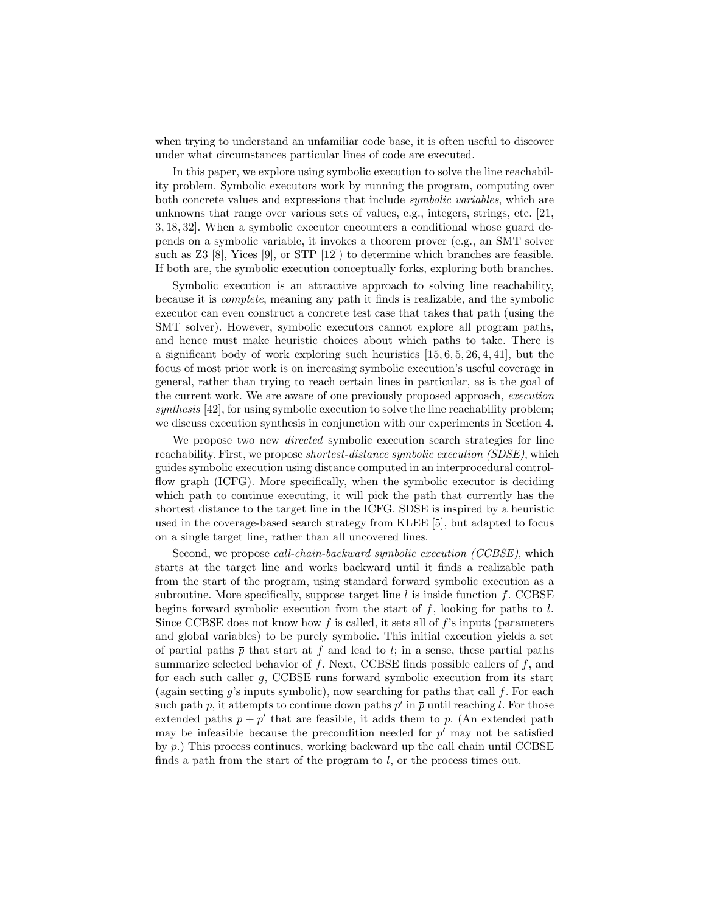when trying to understand an unfamiliar code base, it is often useful to discover under what circumstances particular lines of code are executed.

In this paper, we explore using symbolic execution to solve the line reachability problem. Symbolic executors work by running the program, computing over both concrete values and expressions that include *symbolic variables*, which are unknowns that range over various sets of values, e.g., integers, strings, etc. [21, 3, 18, 32]. When a symbolic executor encounters a conditional whose guard depends on a symbolic variable, it invokes a theorem prover (e.g., an SMT solver such as Z3 [8], Yices [9], or STP [12]) to determine which branches are feasible. If both are, the symbolic execution conceptually forks, exploring both branches.

Symbolic execution is an attractive approach to solving line reachability, because it is *complete*, meaning any path it finds is realizable, and the symbolic executor can even construct a concrete test case that takes that path (using the SMT solver). However, symbolic executors cannot explore all program paths, and hence must make heuristic choices about which paths to take. There is a significant body of work exploring such heuristics [15, 6, 5, 26, 4, 41], but the focus of most prior work is on increasing symbolic execution's useful coverage in general, rather than trying to reach certain lines in particular, as is the goal of the current work. We are aware of one previously proposed approach, *execution synthesis* [42], for using symbolic execution to solve the line reachability problem; we discuss execution synthesis in conjunction with our experiments in Section 4.

We propose two new *directed* symbolic execution search strategies for line reachability. First, we propose *shortest-distance symbolic execution (SDSE)*, which guides symbolic execution using distance computed in an interprocedural control-flow graph (ICFG). More specifically, when the symbolic executor is deciding which path to continue executing, it will pick the path that currently has the shortest distance to the target line in the ICFG. SDSE is inspired by a heuristic used in the coverage-based search strategy from KLEE [5], but adapted to focus on a single target line, rather than all uncovered lines.

Second, we propose *call-chain-backward symbolic execution (CCBSE)*, which starts at the target line and works backward until it finds a realizable path from the start of the program, using standard forward symbolic execution as a subroutine. More specifically, suppose target line $l$ is inside function $f$. CCBSE begins forward symbolic execution from the start of $f$, looking for paths to $l$. Since CCBSE does not know how $f$ is called, it sets all of $f$'s inputs (parameters and global variables) to be purely symbolic. This initial execution yields a set of partial paths $\overline{p}$ that start at $f$ and lead to $l$; in a sense, these partial paths summarize selected behavior of $f$. Next, CCBSE finds possible callers of $f$, and for each such caller $g$, CCBSE runs forward symbolic execution from its start (again setting $g$'s inputs symbolic), now searching for paths that call $f$. For each such path $p$, it attempts to continue down paths $p'$ in $\overline{p}$ until reaching $l$. For those extended paths $p + p'$ that are feasible, it adds them to $\overline{p}$. (An extended path may be infeasible because the precondition needed for $p'$ may not be satisfied by $p$.) This process continues, working backward up the call chain until CCBSE finds a path from the start of the program to $l$, or the process times out.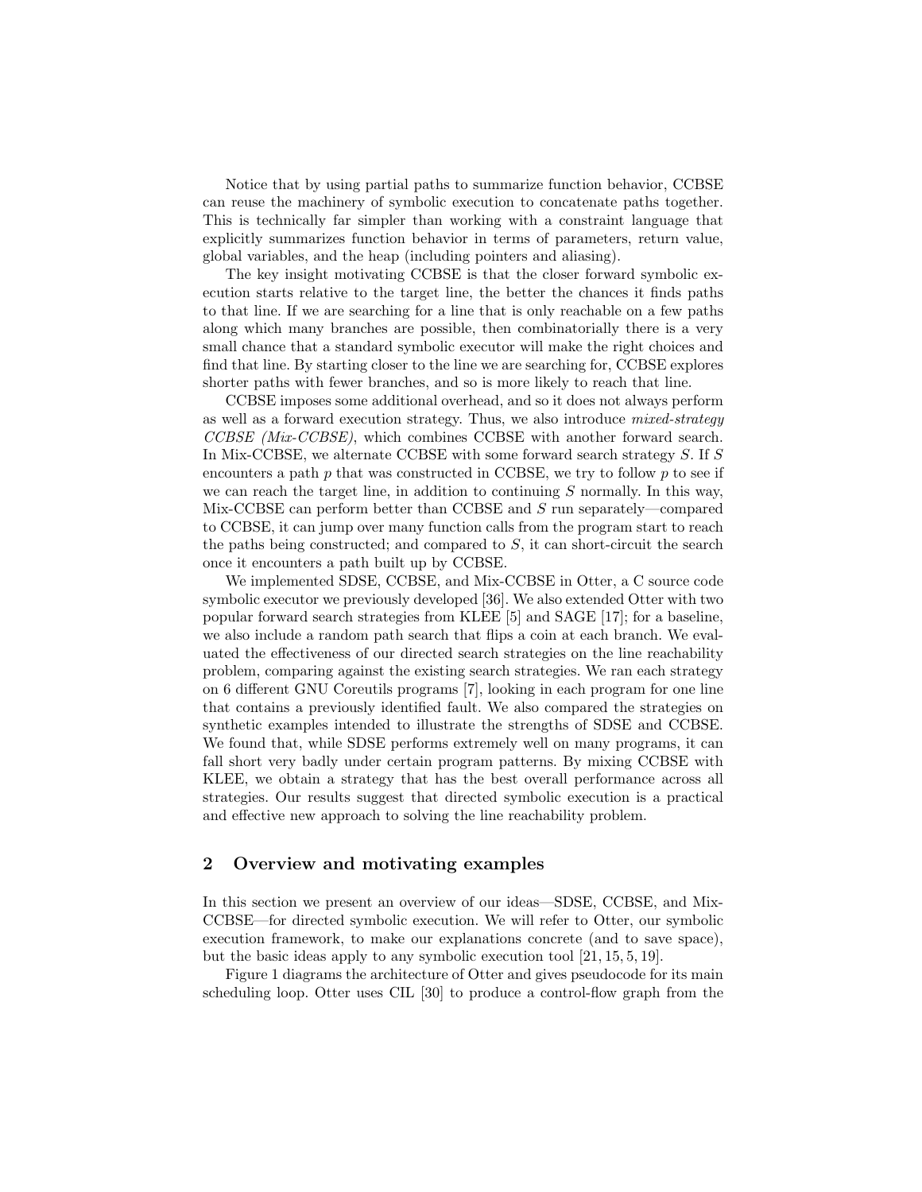Notice that by using partial paths to summarize function behavior, CCBSE can reuse the machinery of symbolic execution to concatenate paths together. This is technically far simpler than working with a constraint language that explicitly summarizes function behavior in terms of parameters, return value, global variables, and the heap (including pointers and aliasing).

The key insight motivating CCBSE is that the closer forward symbolic execution starts relative to the target line, the better the chances it finds paths to that line. If we are searching for a line that is only reachable on a few paths along which many branches are possible, then combinatorially there is a very small chance that a standard symbolic executor will make the right choices and find that line. By starting closer to the line we are searching for, CCBSE explores shorter paths with fewer branches, and so is more likely to reach that line.

CCBSE imposes some additional overhead, and so it does not always perform as well as a forward execution strategy. Thus, we also introduce *mixed-strategy CCBSE (Mix-CCBSE)*, which combines CCBSE with another forward search. In Mix-CCBSE, we alternate CCBSE with some forward search strategy $S$. If $S$ encounters a path $p$ that was constructed in CCBSE, we try to follow $p$ to see if we can reach the target line, in addition to continuing $S$ normally. In this way, Mix-CCBSE can perform better than CCBSE and $S$ run separately—compared to CCBSE, it can jump over many function calls from the program start to reach the paths being constructed; and compared to $S$, it can short-circuit the search once it encounters a path built up by CCBSE.

We implemented SDSE, CCBSE, and Mix-CCBSE in Otter, a C source code symbolic executor we previously developed [36]. We also extended Otter with two popular forward search strategies from KLEE [5] and SAGE [17]; for a baseline, we also include a random path search that flips a coin at each branch. We evaluated the effectiveness of our directed search strategies on the line reachability problem, comparing against the existing search strategies. We ran each strategy on 6 different GNU Coreutils programs [7], looking in each program for one line that contains a previously identified fault. We also compared the strategies on synthetic examples intended to illustrate the strengths of SDSE and CCBSE. We found that, while SDSE performs extremely well on many programs, it can fall short very badly under certain program patterns. By mixing CCBSE with KLEE, we obtain a strategy that has the best overall performance across all strategies. Our results suggest that directed symbolic execution is a practical and effective new approach to solving the line reachability problem.

## 2 Overview and motivating examples

In this section we present an overview of our ideas—SDSE, CCBSE, and Mix-CCBSE—for directed symbolic execution. We will refer to Otter, our symbolic execution framework, to make our explanations concrete (and to save space), but the basic ideas apply to any symbolic execution tool [21, 15, 5, 19].

Figure 1 diagrams the architecture of Otter and gives pseudocode for its main scheduling loop. Otter uses CIL [30] to produce a control-flow graph from the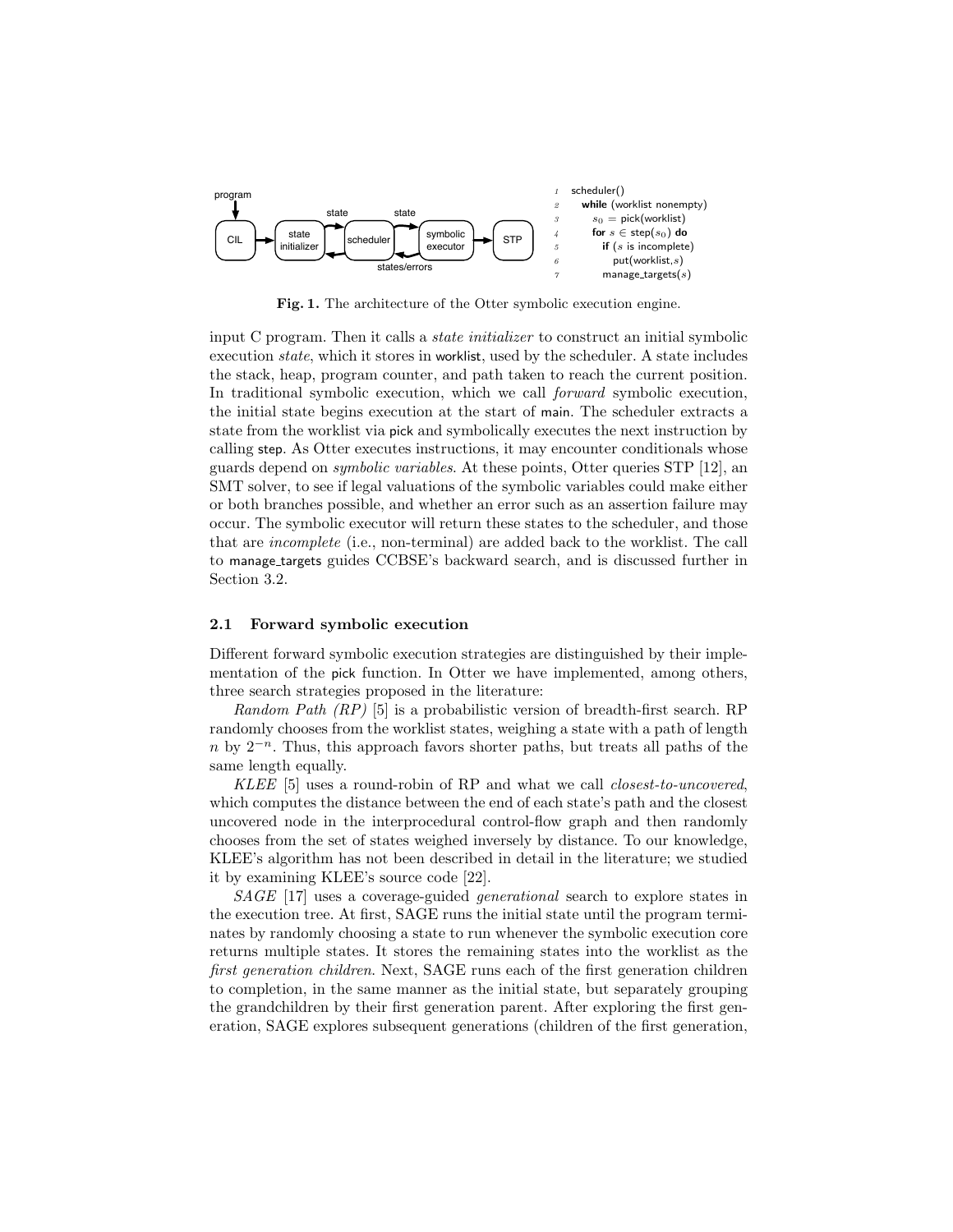```
1  scheduler()
2    while (worklist nonempty)
3      s0 = pick(worklist)
4      for s ∈ step(s0) do
5        if (s is incomplete)
6          put(worklist,s)
7        manage_targets(s)
```

**Fig. 1.** The architecture of the Otter symbolic execution engine.

input C program. Then it calls a *state initializer* to construct an initial symbolic execution *state*, which it stores in worklist, used by the scheduler. A state includes the stack, heap, program counter, and path taken to reach the current position. In traditional symbolic execution, which we call *forward* symbolic execution, the initial state begins execution at the start of main. The scheduler extracts a state from the worklist via pick and symbolically executes the next instruction by calling step. As Otter executes instructions, it may encounter conditionals whose guards depend on *symbolic variables*. At these points, Otter queries STP [12], an SMT solver, to see if legal valuations of the symbolic variables could make either or both branches possible, and whether an error such as an assertion failure may occur. The symbolic executor will return these states to the scheduler, and those that are *incomplete* (i.e., non-terminal) are added back to the worklist. The call to manage_targets guides CCBSE's backward search, and is discussed further in Section 3.2.

### 2.1 Forward symbolic execution

Different forward symbolic execution strategies are distinguished by their implementation of the pick function. In Otter we have implemented, among others, three search strategies proposed in the literature:

*Random Path (RP)* [5] is a probabilistic version of breadth-first search. RP randomly chooses from the worklist states, weighing a state with a path of length $n$ by $2^{-n}$. Thus, this approach favors shorter paths, but treats all paths of the same length equally.

*KLEE* [5] uses a round-robin of RP and what we call *closest-to-uncovered*, which computes the distance between the end of each state's path and the closest uncovered node in the interprocedural control-flow graph and then randomly chooses from the set of states weighed inversely by distance. To our knowledge, KLEE's algorithm has not been described in detail in the literature; we studied it by examining KLEE's source code [22].

*SAGE* [17] uses a coverage-guided *generational* search to explore states in the execution tree. At first, SAGE runs the initial state until the program terminates by randomly choosing a state to run whenever the symbolic execution core returns multiple states. It stores the remaining states into the worklist as the *first generation children*. Next, SAGE runs each of the first generation children to completion, in the same manner as the initial state, but separately grouping the grandchildren by their first generation parent. After exploring the first generation, SAGE explores subsequent generations (children of the first generation,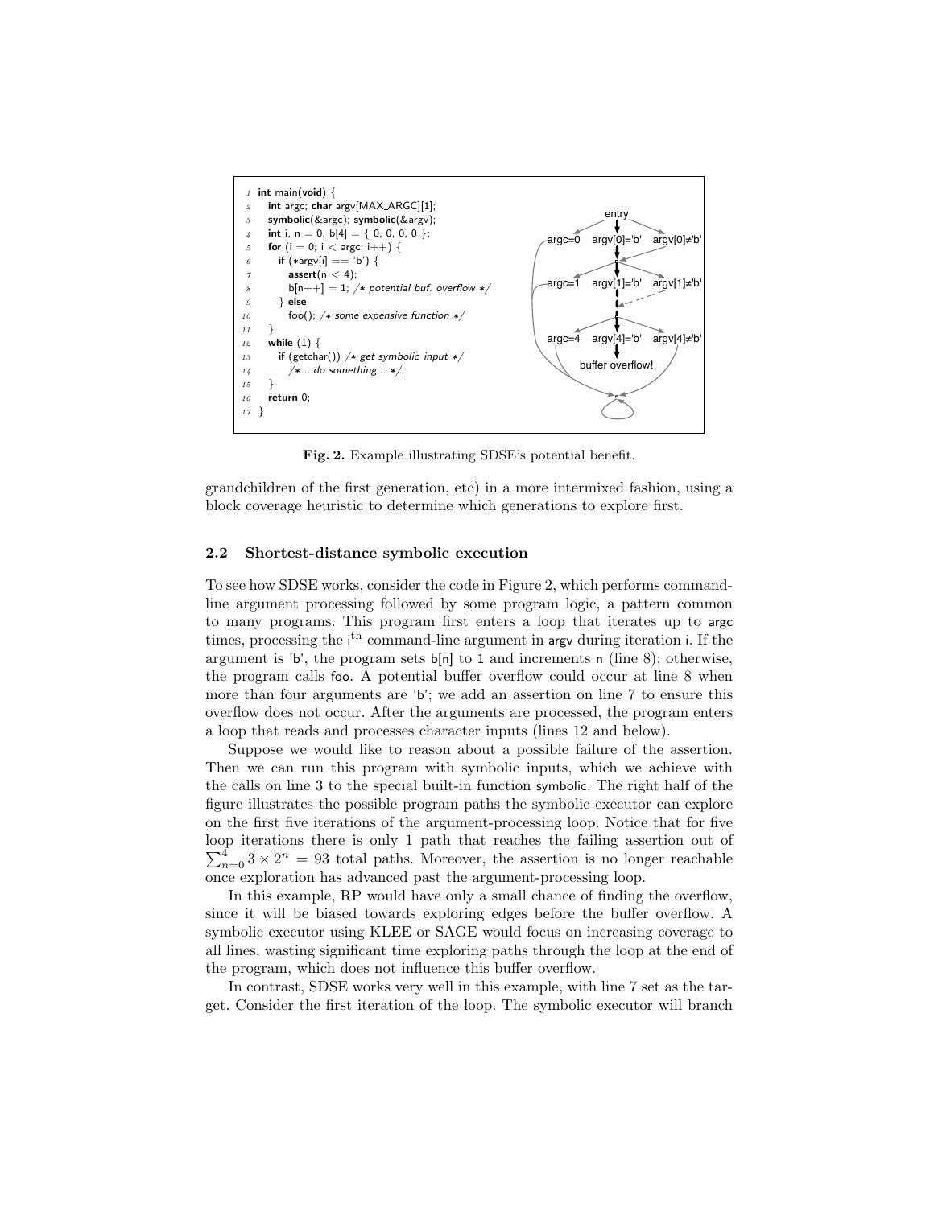```
1  int main(void) {
2    int argc; char argv[MAX_ARGC][1];
3    symbolic(&argc); symbolic(&argv);
4    int i, n = 0, b[4] = { 0, 0, 0, 0 };
5    for (i = 0; i < argc; i++) {
6      if (*argv[i] == 'b') {
7        assert(n < 4);
8        b[n++] = 1; /* potential buf. overflow */
9      } else
10       foo(); /* some expensive function */
11   }
12   while (1) {
13     if (getchar()) /* get symbolic input */
14       /* ...do something... */;
15   }
16   return 0;
17 }
```

entry, argc=0, argv[0]='b', argv[0]≠'b', argc=1, argv[1]='b', argv[1]≠'b', argc=4, argv[4]='b', argv[4]≠'b', buffer overflow!

**Fig. 2.** Example illustrating SDSE's potential benefit.

grandchildren of the first generation, etc) in a more intermixed fashion, using a block coverage heuristic to determine which generations to explore first.

### 2.2 Shortest-distance symbolic execution

To see how SDSE works, consider the code in Figure 2, which performs command-line argument processing followed by some program logic, a pattern common to many programs. This program first enters a loop that iterates up to argc times, processing the $i^{th}$ command-line argument in argv during iteration i. If the argument is 'b', the program sets b[n] to 1 and increments n (line 8); otherwise, the program calls foo. A potential buffer overflow could occur at line 8 when more than four arguments are 'b'; we add an assertion on line 7 to ensure this overflow does not occur. After the arguments are processed, the program enters a loop that reads and processes character inputs (lines 12 and below).

Suppose we would like to reason about a possible failure of the assertion. Then we can run this program with symbolic inputs, which we achieve with the calls on line 3 to the special built-in function symbolic. The right half of the figure illustrates the possible program paths the symbolic executor can explore on the first five iterations of the argument-processing loop. Notice that for five loop iterations there is only 1 path that reaches the failing assertion out of $\sum_{n=0}^{4} 3 \times 2^n = 93$ total paths. Moreover, the assertion is no longer reachable once exploration has advanced past the argument-processing loop.

In this example, RP would have only a small chance of finding the overflow, since it will be biased towards exploring edges before the buffer overflow. A symbolic executor using KLEE or SAGE would focus on increasing coverage to all lines, wasting significant time exploring paths through the loop at the end of the program, which does not influence this buffer overflow.

In contrast, SDSE works very well in this example, with line 7 set as the target. Consider the first iteration of the loop. The symbolic executor will branch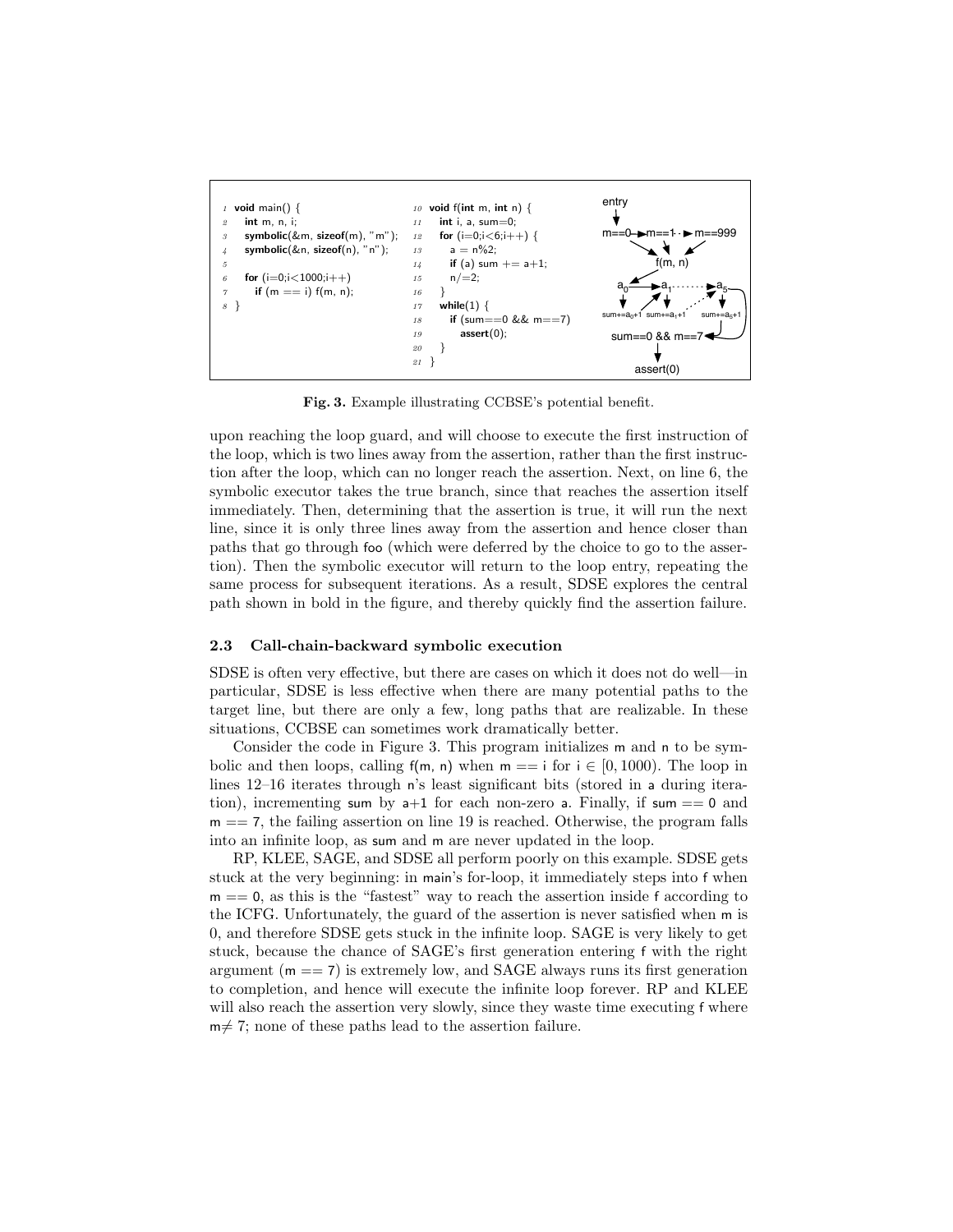```
1  void main() {
2    int m, n, i;
3    symbolic(&m, sizeof(m), "m");
4    symbolic(&n, sizeof(n), "n");
5
6    for (i=0;i<1000;i++)
7      if (m == i) f(m, n);
8  }
```

```
10 void f(int m, int n) {
11   int i, a, sum=0;
12   for (i=0;i<6;i++) {
13     a = n%2;
14     if (a) sum += a+1;
15     n/=2;
16   }
17   while(1) {
18     if (sum==0 && m==7)
19       assert(0);
20   }
21 }
```

**Fig. 3.** Example illustrating CCBSE's potential benefit.

upon reaching the loop guard, and will choose to execute the first instruction of the loop, which is two lines away from the assertion, rather than the first instruction after the loop, which can no longer reach the assertion. Next, on line 6, the symbolic executor takes the true branch, since that reaches the assertion itself immediately. Then, determining that the assertion is true, it will run the next line, since it is only three lines away from the assertion and hence closer than paths that go through foo (which were deferred by the choice to go to the assertion). Then the symbolic executor will return to the loop entry, repeating the same process for subsequent iterations. As a result, SDSE explores the central path shown in bold in the figure, and thereby quickly find the assertion failure.

### 2.3 Call-chain-backward symbolic execution

SDSE is often very effective, but there are cases on which it does not do well—in particular, SDSE is less effective when there are many potential paths to the target line, but there are only a few, long paths that are realizable. In these situations, CCBSE can sometimes work dramatically better.

Consider the code in Figure 3. This program initializes m and n to be symbolic and then loops, calling f(m, n) when m == i for $i \in [0, 1000)$. The loop in lines 12–16 iterates through n's least significant bits (stored in a during iteration), incrementing sum by a+1 for each non-zero a. Finally, if sum == 0 and m == 7, the failing assertion on line 19 is reached. Otherwise, the program falls into an infinite loop, as sum and m are never updated in the loop.

RP, KLEE, SAGE, and SDSE all perform poorly on this example. SDSE gets stuck at the very beginning: in main's for-loop, it immediately steps into f when m == 0, as this is the "fastest" way to reach the assertion inside f according to the ICFG. Unfortunately, the guard of the assertion is never satisfied when m is 0, and therefore SDSE gets stuck in the infinite loop. SAGE is very likely to get stuck, because the chance of SAGE's first generation entering f with the right argument (m == 7) is extremely low, and SAGE always runs its first generation to completion, and hence will execute the infinite loop forever. RP and KLEE will also reach the assertion very slowly, since they waste time executing f where m≠ 7; none of these paths lead to the assertion failure.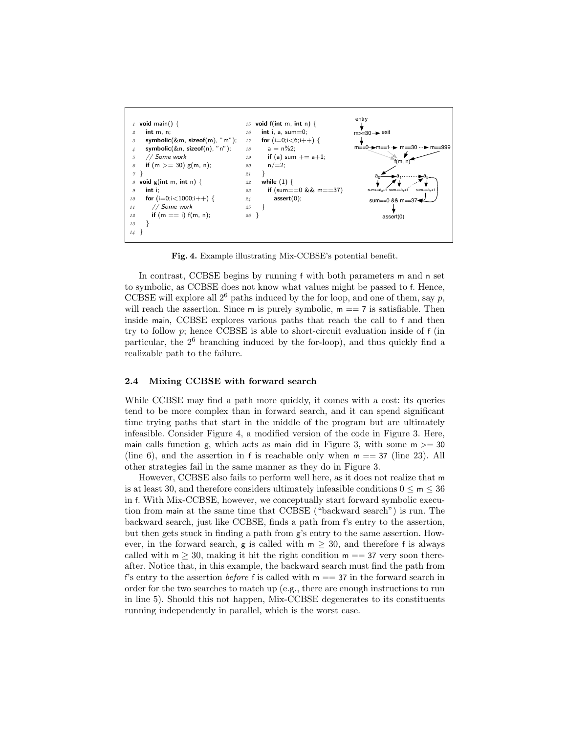```
1  void main() {
2    int m, n;
3    symbolic(&m, sizeof(m), "m");
4    symbolic(&n, sizeof(n), "n");
5    // Some work
6    if (m >= 30) g(m, n);
7  }
8  void g(int m, int n) {
9    int i;
10   for (i=0;i<1000;i++) {
11     // Some work
12     if (m == i) f(m, n);
13   }
14 }

15 void f(int m, int n) {
16   int i, a, sum=0;
17   for (i=0;i<6;i++) {
18     a = n%2;
19     if (a) sum += a+1;
20     n/=2;
21   }
22   while (1) {
23     if (sum==0 && m==37)
24       assert(0);
25   }
26 }
```

Fig. 4. Example illustrating Mix-CCBSE's potential benefit.

In contrast, CCBSE begins by running f with both parameters m and n set to symbolic, as CCBSE does not know what values might be passed to f. Hence, CCBSE will explore all $2^6$ paths induced by the for loop, and one of them, say $p$, will reach the assertion. Since m is purely symbolic, m == 7 is satisfiable. Then inside main, CCBSE explores various paths that reach the call to f and then try to follow $p$; hence CCBSE is able to short-circuit evaluation inside of f (in particular, the $2^6$ branching induced by the for-loop), and thus quickly find a realizable path to the failure.

### 2.4 Mixing CCBSE with forward search

While CCBSE may find a path more quickly, it comes with a cost: its queries tend to be more complex than in forward search, and it can spend significant time trying paths that start in the middle of the program but are ultimately infeasible. Consider Figure 4, a modified version of the code in Figure 3. Here, main calls function g, which acts as main did in Figure 3, with some m >= 30 (line 6), and the assertion in f is reachable only when m == 37 (line 23). All other strategies fail in the same manner as they do in Figure 3.

However, CCBSE also fails to perform well here, as it does not realize that m is at least 30, and therefore considers ultimately infeasible conditions $0 \leq \mathsf{m} \leq 36$ in f. With Mix-CCBSE, however, we conceptually start forward symbolic execution from main at the same time that CCBSE ("backward search") is run. The backward search, just like CCBSE, finds a path from f's entry to the assertion, but then gets stuck in finding a path from g's entry to the same assertion. However, in the forward search, g is called with $\mathsf{m} \geq 30$, and therefore f is always called with $\mathsf{m} \geq 30$, making it hit the right condition m == 37 very soon thereafter. Notice that, in this example, the backward search must find the path from f's entry to the assertion *before* f is called with m == 37 in the forward search in order for the two searches to match up (e.g., there are enough instructions to run in line 5). Should this not happen, Mix-CCBSE degenerates to its constituents running independently in parallel, which is the worst case.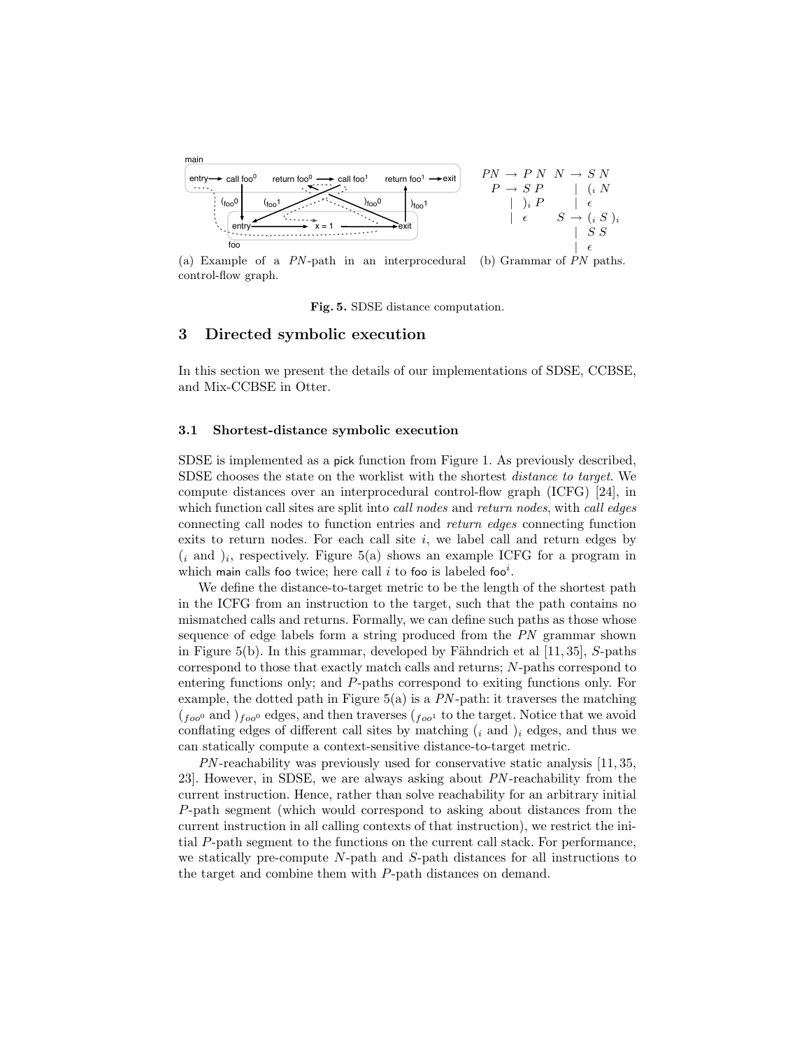(a) Example of a $PN$-path in an interprocedural control-flow graph.

$$
\begin{aligned}
PN &\rightarrow P\ N \\
P &\rightarrow S\ P \\
&\mid\ )_i\ P \\
&\mid\ \epsilon
\end{aligned}
\qquad
\begin{aligned}
N &\rightarrow S\ N \\
&\mid\ (_i\ N \\
&\mid\ \epsilon \\
S &\rightarrow (_i\ S\ )_i \\
&\mid\ S\ S \\
&\mid\ \epsilon
\end{aligned}
$$

(b) Grammar of $PN$ paths.

**Fig. 5.** SDSE distance computation.

## 3 Directed symbolic execution

In this section we present the details of our implementations of SDSE, CCBSE, and Mix-CCBSE in Otter.

### 3.1 Shortest-distance symbolic execution

SDSE is implemented as a pick function from Figure 1. As previously described, SDSE chooses the state on the worklist with the shortest *distance to target*. We compute distances over an interprocedural control-flow graph (ICFG) [24], in which function call sites are split into *call nodes* and *return nodes*, with *call edges* connecting call nodes to function entries and *return edges* connecting function exits to return nodes. For each call site $i$, we label call and return edges by $(_i$ and $)_i$, respectively. Figure 5(a) shows an example ICFG for a program in which main calls foo twice; here call $i$ to foo is labeled $\mathsf{foo}^i$.

We define the distance-to-target metric to be the length of the shortest path in the ICFG from an instruction to the target, such that the path contains no mismatched calls and returns. Formally, we can define such paths as those whose sequence of edge labels form a string produced from the $PN$ grammar shown in Figure 5(b). In this grammar, developed by Fähndrich et al [11, 35], $S$-paths correspond to those that exactly match calls and returns; $N$-paths correspond to entering functions only; and $P$-paths correspond to exiting functions only. For example, the dotted path in Figure 5(a) is a $PN$-path: it traverses the matching $(_{foo^0}$ and $)_{foo^0}$ edges, and then traverses $(_{foo^1}$ to the target. Notice that we avoid conflating edges of different call sites by matching $(_i$ and $)_i$ edges, and thus we can statically compute a context-sensitive distance-to-target metric.

$PN$-reachability was previously used for conservative static analysis [11, 35, 23]. However, in SDSE, we are always asking about $PN$-reachability from the current instruction. Hence, rather than solve reachability for an arbitrary initial $P$-path segment (which would correspond to asking about distances from the current instruction in all calling contexts of that instruction), we restrict the initial $P$-path segment to the functions on the current call stack. For performance, we statically pre-compute $N$-path and $S$-path distances for all instructions to the target and combine them with $P$-path distances on demand.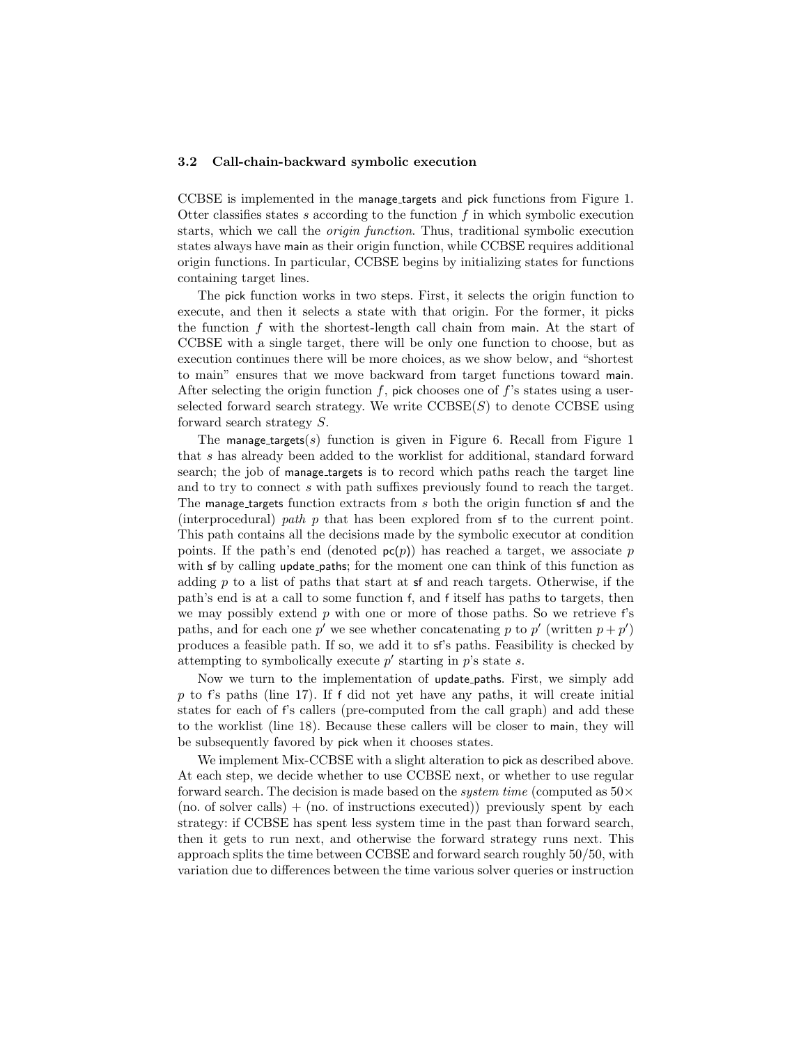### 3.2 Call-chain-backward symbolic execution

CCBSE is implemented in the manage_targets and pick functions from Figure 1. Otter classifies states $s$ according to the function $f$ in which symbolic execution starts, which we call the *origin function*. Thus, traditional symbolic execution states always have main as their origin function, while CCBSE requires additional origin functions. In particular, CCBSE begins by initializing states for functions containing target lines.

The pick function works in two steps. First, it selects the origin function to execute, and then it selects a state with that origin. For the former, it picks the function $f$ with the shortest-length call chain from main. At the start of CCBSE with a single target, there will be only one function to choose, but as execution continues there will be more choices, as we show below, and "shortest to main" ensures that we move backward from target functions toward main. After selecting the origin function $f$, pick chooses one of $f$'s states using a user-selected forward search strategy. We write CCBSE($S$) to denote CCBSE using forward search strategy $S$.

The manage_targets($s$) function is given in Figure 6. Recall from Figure 1 that $s$ has already been added to the worklist for additional, standard forward search; the job of manage_targets is to record which paths reach the target line and to try to connect $s$ with path suffixes previously found to reach the target. The manage_targets function extracts from $s$ both the origin function sf and the (interprocedural) *path* $p$ that has been explored from sf to the current point. This path contains all the decisions made by the symbolic executor at condition points. If the path's end (denoted pc($p$)) has reached a target, we associate $p$ with sf by calling update_paths; for the moment one can think of this function as adding $p$ to a list of paths that start at sf and reach targets. Otherwise, if the path's end is at a call to some function f, and f itself has paths to targets, then we may possibly extend $p$ with one or more of those paths. So we retrieve f's paths, and for each one $p'$ we see whether concatenating $p$ to $p'$ (written $p + p'$) produces a feasible path. If so, we add it to sf's paths. Feasibility is checked by attempting to symbolically execute $p'$ starting in $p$'s state $s$.

Now we turn to the implementation of update_paths. First, we simply add $p$ to f's paths (line 17). If f did not yet have any paths, it will create initial states for each of f's callers (pre-computed from the call graph) and add these to the worklist (line 18). Because these callers will be closer to main, they will be subsequently favored by pick when it chooses states.

We implement Mix-CCBSE with a slight alteration to pick as described above. At each step, we decide whether to use CCBSE next, or whether to use regular forward search. The decision is made based on the *system time* (computed as $50\times$ (no. of solver calls) + (no. of instructions executed)) previously spent by each strategy: if CCBSE has spent less system time in the past than forward search, then it gets to run next, and otherwise the forward strategy runs next. This approach splits the time between CCBSE and forward search roughly 50/50, with variation due to differences between the time various solver queries or instruction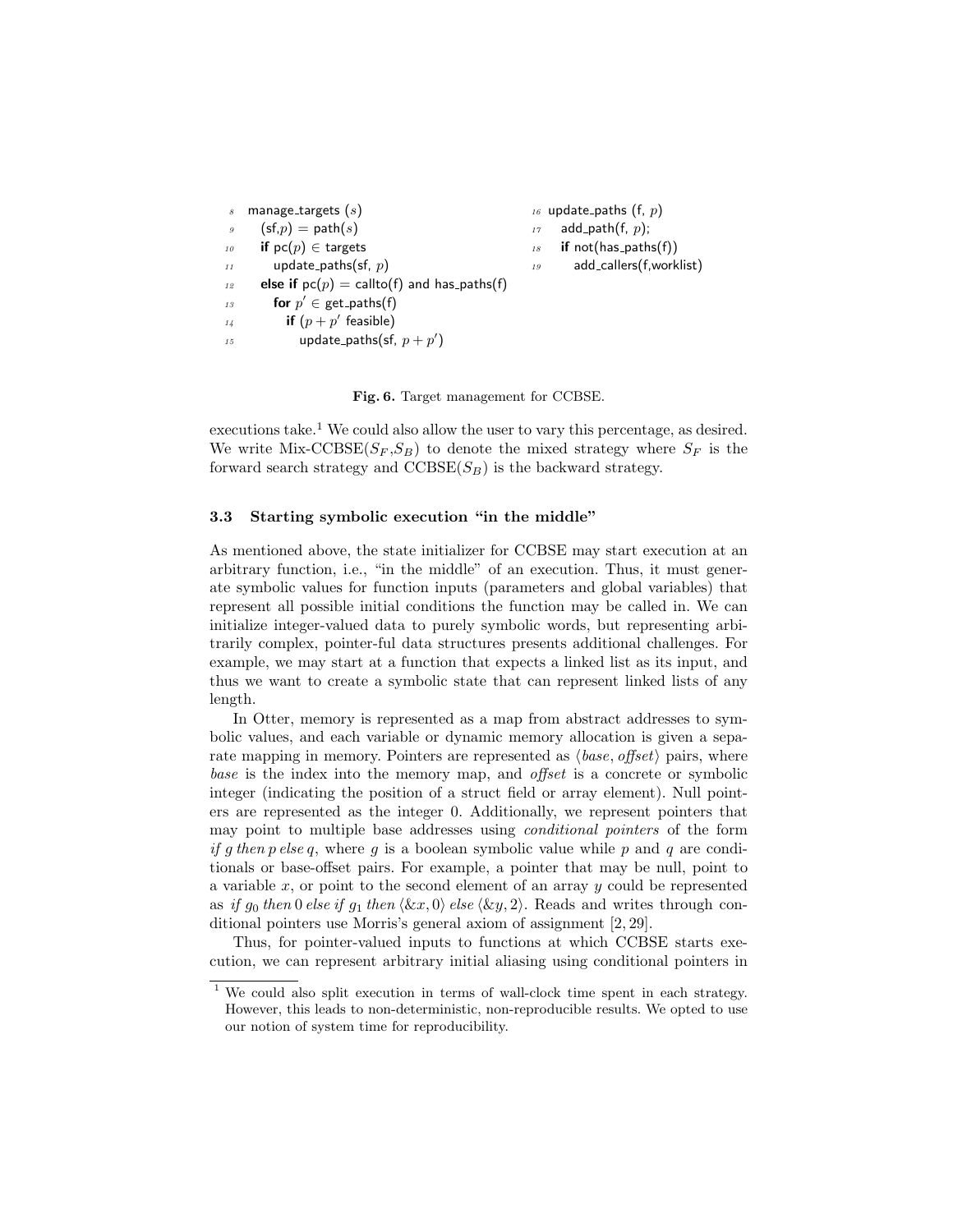```
 8  manage_targets (s)
 9    (sf,p) = path(s)
10    if pc(p) ∈ targets
11      update_paths(sf, p)
12    else if pc(p) = callto(f) and has_paths(f)
13      for p' ∈ get_paths(f)
14        if (p + p' feasible)
15          update_paths(sf, p + p')

16 update_paths (f, p)
17   add_path(f, p);
18   if not(has_paths(f))
19     add_callers(f,worklist)
```

**Fig. 6.** Target management for CCBSE.

executions take.[1] We could also allow the user to vary this percentage, as desired. We write Mix-CCBSE($S_F$,$S_B$) to denote the mixed strategy where $S_F$ is the forward search strategy and CCBSE($S_B$) is the backward strategy.

### 3.3 Starting symbolic execution "in the middle"

As mentioned above, the state initializer for CCBSE may start execution at an arbitrary function, i.e., "in the middle" of an execution. Thus, it must generate symbolic values for function inputs (parameters and global variables) that represent all possible initial conditions the function may be called in. We can initialize integer-valued data to purely symbolic words, but representing arbitrarily complex, pointer-ful data structures presents additional challenges. For example, we may start at a function that expects a linked list as its input, and thus we want to create a symbolic state that can represent linked lists of any length.

In Otter, memory is represented as a map from abstract addresses to symbolic values, and each variable or dynamic memory allocation is given a separate mapping in memory. Pointers are represented as $\langle base, offset \rangle$ pairs, where *base* is the index into the memory map, and *offset* is a concrete or symbolic integer (indicating the position of a struct field or array element). Null pointers are represented as the integer 0. Additionally, we represent pointers that may point to multiple base addresses using *conditional pointers* of the form *if* $g$ *then* $p$ *else* $q$, where $g$ is a boolean symbolic value while $p$ and $q$ are conditionals or base-offset pairs. For example, a pointer that may be null, point to a variable $x$, or point to the second element of an array $y$ could be represented as *if* $g_0$ *then* $0$ *else if* $g_1$ *then* $\langle \&x, 0 \rangle$ *else* $\langle \&y, 2 \rangle$. Reads and writes through conditional pointers use Morris's general axiom of assignment [2, 29].

Thus, for pointer-valued inputs to functions at which CCBSE starts execution, we can represent arbitrary initial aliasing using conditional pointers in

[1] We could also split execution in terms of wall-clock time spent in each strategy. However, this leads to non-deterministic, non-reproducible results. We opted to use our notion of system time for reproducibility.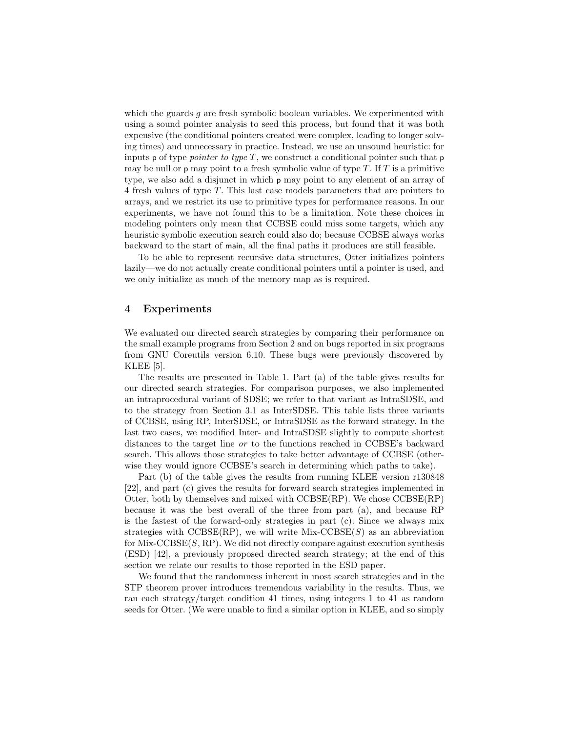which the guards $g$ are fresh symbolic boolean variables. We experimented with using a sound pointer analysis to seed this process, but found that it was both expensive (the conditional pointers created were complex, leading to longer solving times) and unnecessary in practice. Instead, we use an unsound heuristic: for inputs p of type *pointer to type* $T$, we construct a conditional pointer such that p may be null or p may point to a fresh symbolic value of type $T$. If $T$ is a primitive type, we also add a disjunct in which p may point to any element of an array of 4 fresh values of type $T$. This last case models parameters that are pointers to arrays, and we restrict its use to primitive types for performance reasons. In our experiments, we have not found this to be a limitation. Note these choices in modeling pointers only mean that CCBSE could miss some targets, which any heuristic symbolic execution search could also do; because CCBSE always works backward to the start of main, all the final paths it produces are still feasible.

To be able to represent recursive data structures, Otter initializes pointers lazily—we do not actually create conditional pointers until a pointer is used, and we only initialize as much of the memory map as is required.

## 4 Experiments

We evaluated our directed search strategies by comparing their performance on the small example programs from Section 2 and on bugs reported in six programs from GNU Coreutils version 6.10. These bugs were previously discovered by KLEE [5].

The results are presented in Table 1. Part (a) of the table gives results for our directed search strategies. For comparison purposes, we also implemented an intraprocedural variant of SDSE; we refer to that variant as IntraSDSE, and to the strategy from Section 3.1 as InterSDSE. This table lists three variants of CCBSE, using RP, InterSDSE, or IntraSDSE as the forward strategy. In the last two cases, we modified Inter- and IntraSDSE slightly to compute shortest distances to the target line *or* to the functions reached in CCBSE's backward search. This allows those strategies to take better advantage of CCBSE (otherwise they would ignore CCBSE's search in determining which paths to take).

Part (b) of the table gives the results from running KLEE version r130848 [22], and part (c) gives the results for forward search strategies implemented in Otter, both by themselves and mixed with CCBSE(RP). We chose CCBSE(RP) because it was the best overall of the three from part (a), and because RP is the fastest of the forward-only strategies in part (c). Since we always mix strategies with CCBSE(RP), we will write Mix-CCBSE($S$) as an abbreviation for Mix-CCBSE($S$, RP). We did not directly compare against execution synthesis (ESD) [42], a previously proposed directed search strategy; at the end of this section we relate our results to those reported in the ESD paper.

We found that the randomness inherent in most search strategies and in the STP theorem prover introduces tremendous variability in the results. Thus, we ran each strategy/target condition 41 times, using integers 1 to 41 as random seeds for Otter. (We were unable to find a similar option in KLEE, and so simply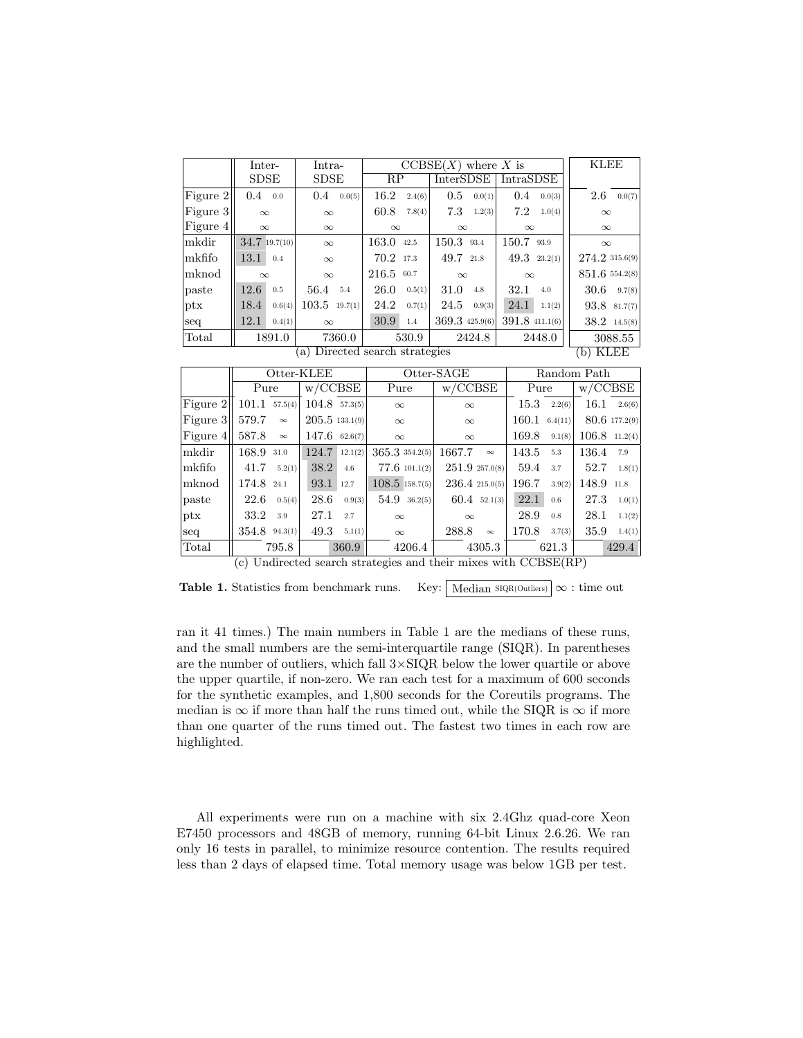| | Inter-SDSE | Intra-SDSE | CCBSE($X$) where $X$ is RP | CCBSE($X$) InterSDSE | CCBSE($X$) IntraSDSE | KLEE |
|---|---|---|---|---|---|---|
| Figure 2 | 0.4 0.0 | 0.4 0.0(5) | 16.2 2.4(6) | 0.5 0.0(1) | 0.4 0.0(3) | 2.6 0.0(7) |
| Figure 3 | $\infty$ | $\infty$ | 60.8 7.8(4) | 7.3 1.2(3) | 7.2 1.0(4) | $\infty$ |
| Figure 4 | $\infty$ | $\infty$ | $\infty$ | $\infty$ | $\infty$ | $\infty$ |
| mkdir | 34.7 19.7(10) | $\infty$ | 163.0 42.5 | 150.3 93.4 | 150.7 93.9 | $\infty$ |
| mkfifo | 13.1 0.4 | $\infty$ | 70.2 17.3 | 49.7 21.8 | 49.3 23.2(1) | 274.2 315.6(9) |
| mknod | $\infty$ | $\infty$ | 216.5 60.7 | $\infty$ | $\infty$ | 851.6 554.2(8) |
| paste | 12.6 0.5 | 56.4 5.4 | 26.0 0.5(1) | 31.0 4.8 | 32.1 4.0 | 30.6 9.7(8) |
| ptx | 18.4 0.6(4) | 103.5 19.7(1) | 24.2 0.7(1) | 24.5 0.9(3) | 24.1 1.1(2) | 93.8 81.7(7) |
| seq | 12.1 0.4(1) | $\infty$ | 30.9 1.4 | 369.3 425.9(6) | 391.8 411.1(6) | 38.2 14.5(8) |
| Total | 1891.0 | 7360.0 | 530.9 | 2424.8 | 2448.0 | 3088.55 |

(a) Directed search strategies (b) KLEE

| | Otter-KLEE | | Otter-SAGE | | Random Path | |
|---|---|---|---|---|---|---|
| | Pure | w/CCBSE | Pure | w/CCBSE | Pure | w/CCBSE |
| Figure 2 | 101.1 57.5(4) | 104.8 57.3(5) | $\infty$ | $\infty$ | 15.3 2.2(6) | 16.1 2.6(6) |
| Figure 3 | 579.7 $\infty$ | 205.5 133.1(9) | $\infty$ | $\infty$ | 160.1 6.4(11) | 80.6 177.2(9) |
| Figure 4 | 587.8 $\infty$ | 147.6 62.6(7) | $\infty$ | $\infty$ | 169.8 9.1(8) | 106.8 11.2(4) |
| mkdir | 168.9 31.0 | 124.7 12.1(2) | 365.3 354.2(5) | 1667.7 $\infty$ | 143.5 5.3 | 136.4 7.9 |
| mkfifo | 41.7 5.2(1) | 38.2 4.6 | 77.6 101.1(2) | 251.9 257.0(8) | 59.4 3.7 | 52.7 1.8(1) |
| mknod | 174.8 24.1 | 93.1 12.7 | 108.5 158.7(5) | 236.4 215.0(5) | 196.7 3.9(2) | 148.9 11.8 |
| paste | 22.6 0.5(4) | 28.6 0.9(3) | 54.9 36.2(5) | 60.4 52.1(3) | 22.1 0.6 | 27.3 1.0(1) |
| ptx | 33.2 3.9 | 27.1 2.7 | $\infty$ | $\infty$ | 28.9 0.8 | 28.1 1.1(2) |
| seq | 354.8 94.3(1) | 49.3 5.1(1) | $\infty$ | 288.8 $\infty$ | 170.8 3.7(3) | 35.9 1.4(1) |
| Total | 795.8 | 360.9 | 4206.4 | 4305.3 | 621.3 | 429.4 |

(c) Undirected search strategies and their mixes with CCBSE(RP)

**Table 1.** Statistics from benchmark runs. Key: Median SIQR(Outliers) $\infty$ : time out

ran it 41 times.) The main numbers in Table 1 are the medians of these runs, and the small numbers are the semi-interquartile range (SIQR). In parentheses are the number of outliers, which fall 3×SIQR below the lower quartile or above the upper quartile, if non-zero. We ran each test for a maximum of 600 seconds for the synthetic examples, and 1,800 seconds for the Coreutils programs. The median is $\infty$ if more than half the runs timed out, while the SIQR is $\infty$ if more than one quarter of the runs timed out. The fastest two times in each row are highlighted.

All experiments were run on a machine with six 2.4Ghz quad-core Xeon E7450 processors and 48GB of memory, running 64-bit Linux 2.6.26. We ran only 16 tests in parallel, to minimize resource contention. The results required less than 2 days of elapsed time. Total memory usage was below 1GB per test.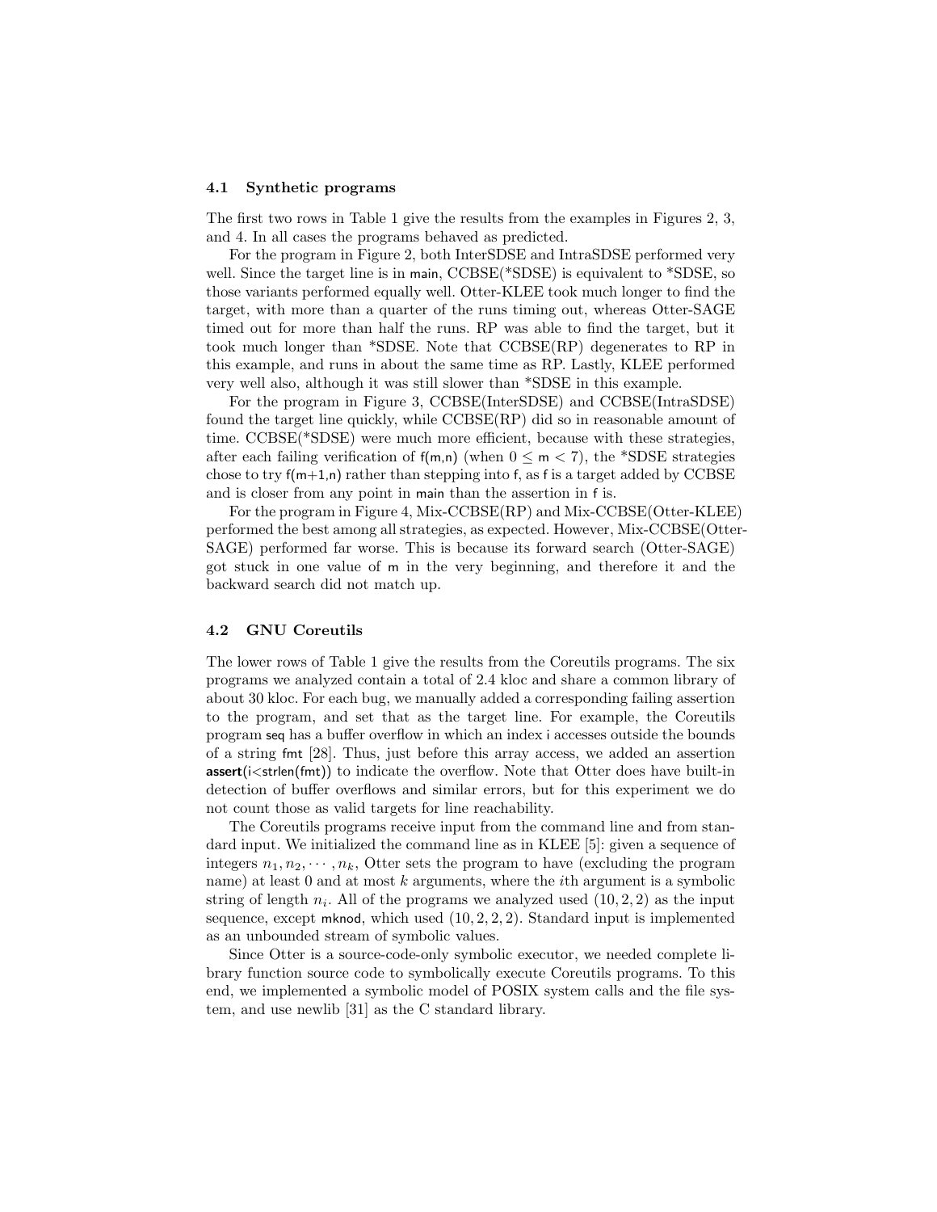### 4.1 Synthetic programs

The first two rows in Table 1 give the results from the examples in Figures 2, 3, and 4. In all cases the programs behaved as predicted.

For the program in Figure 2, both InterSDSE and IntraSDSE performed very well. Since the target line is in main, CCBSE(*SDSE) is equivalent to *SDSE, so those variants performed equally well. Otter-KLEE took much longer to find the target, with more than a quarter of the runs timing out, whereas Otter-SAGE timed out for more than half the runs. RP was able to find the target, but it took much longer than *SDSE. Note that CCBSE(RP) degenerates to RP in this example, and runs in about the same time as RP. Lastly, KLEE performed very well also, although it was still slower than *SDSE in this example.

For the program in Figure 3, CCBSE(InterSDSE) and CCBSE(IntraSDSE) found the target line quickly, while CCBSE(RP) did so in reasonable amount of time. CCBSE(*SDSE) were much more efficient, because with these strategies, after each failing verification of f(m,n) (when $0 \leq m < 7$), the *SDSE strategies chose to try f(m+1,n) rather than stepping into f, as f is a target added by CCBSE and is closer from any point in main than the assertion in f is.

For the program in Figure 4, Mix-CCBSE(RP) and Mix-CCBSE(Otter-KLEE) performed the best among all strategies, as expected. However, Mix-CCBSE(Otter-SAGE) performed far worse. This is because its forward search (Otter-SAGE) got stuck in one value of m in the very beginning, and therefore it and the backward search did not match up.

### 4.2 GNU Coreutils

The lower rows of Table 1 give the results from the Coreutils programs. The six programs we analyzed contain a total of 2.4 kloc and share a common library of about 30 kloc. For each bug, we manually added a corresponding failing assertion to the program, and set that as the target line. For example, the Coreutils program seq has a buffer overflow in which an index i accesses outside the bounds of a string fmt [28]. Thus, just before this array access, we added an assertion **assert**(i<strlen(fmt)) to indicate the overflow. Note that Otter does have built-in detection of buffer overflows and similar errors, but for this experiment we do not count those as valid targets for line reachability.

The Coreutils programs receive input from the command line and from standard input. We initialized the command line as in KLEE [5]: given a sequence of integers $n_1, n_2, \cdots, n_k$, Otter sets the program to have (excluding the program name) at least 0 and at most $k$ arguments, where the $i$th argument is a symbolic string of length $n_i$. All of the programs we analyzed used $(10, 2, 2)$ as the input sequence, except mknod, which used $(10, 2, 2, 2)$. Standard input is implemented as an unbounded stream of symbolic values.

Since Otter is a source-code-only symbolic executor, we needed complete library function source code to symbolically execute Coreutils programs. To this end, we implemented a symbolic model of POSIX system calls and the file system, and use newlib [31] as the C standard library.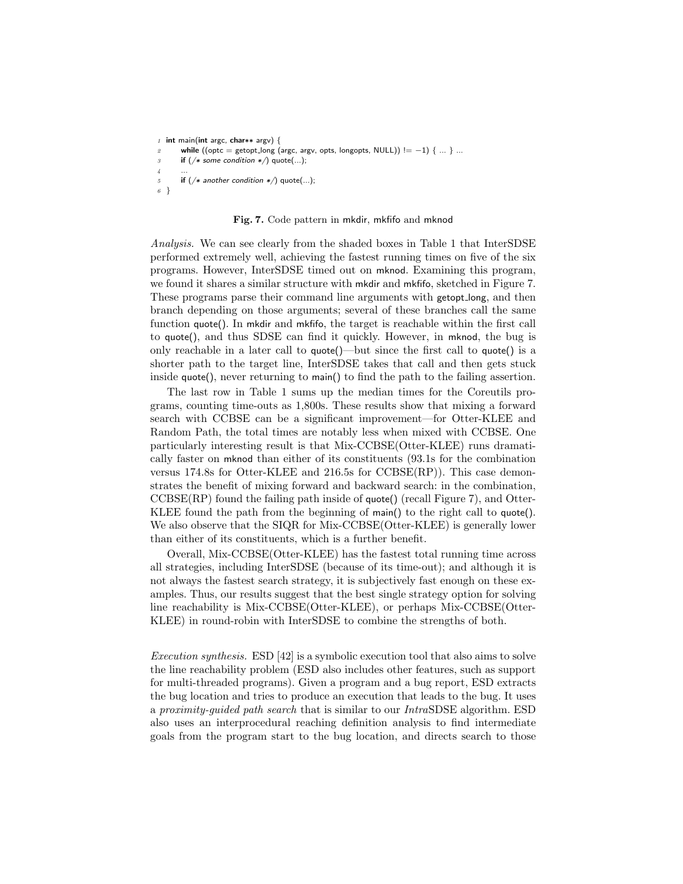```
1  int main(int argc, char** argv) {
2      while ((optc = getopt_long (argc, argv, opts, longopts, NULL)) != −1) { ... } ...
3      if (/* some condition */) quote(...);
4      ...
5      if (/* another condition */) quote(...);
6  }
```

**Fig. 7.** Code pattern in mkdir, mkfifo and mknod

*Analysis.* We can see clearly from the shaded boxes in Table 1 that InterSDSE performed extremely well, achieving the fastest running times on five of the six programs. However, InterSDSE timed out on mknod. Examining this program, we found it shares a similar structure with mkdir and mkfifo, sketched in Figure 7. These programs parse their command line arguments with getopt_long, and then branch depending on those arguments; several of these branches call the same function quote(). In mkdir and mkfifo, the target is reachable within the first call to quote(), and thus SDSE can find it quickly. However, in mknod, the bug is only reachable in a later call to quote()—but since the first call to quote() is a shorter path to the target line, InterSDSE takes that call and then gets stuck inside quote(), never returning to main() to find the path to the failing assertion.

The last row in Table 1 sums up the median times for the Coreutils programs, counting time-outs as 1,800s. These results show that mixing a forward search with CCBSE can be a significant improvement—for Otter-KLEE and Random Path, the total times are notably less when mixed with CCBSE. One particularly interesting result is that Mix-CCBSE(Otter-KLEE) runs dramatically faster on mknod than either of its constituents (93.1s for the combination versus 174.8s for Otter-KLEE and 216.5s for CCBSE(RP)). This case demonstrates the benefit of mixing forward and backward search: in the combination, CCBSE(RP) found the failing path inside of quote() (recall Figure 7), and Otter-KLEE found the path from the beginning of main() to the right call to quote(). We also observe that the SIQR for Mix-CCBSE(Otter-KLEE) is generally lower than either of its constituents, which is a further benefit.

Overall, Mix-CCBSE(Otter-KLEE) has the fastest total running time across all strategies, including InterSDSE (because of its time-out); and although it is not always the fastest search strategy, it is subjectively fast enough on these examples. Thus, our results suggest that the best single strategy option for solving line reachability is Mix-CCBSE(Otter-KLEE), or perhaps Mix-CCBSE(Otter-KLEE) in round-robin with InterSDSE to combine the strengths of both.

*Execution synthesis.* ESD [42] is a symbolic execution tool that also aims to solve the line reachability problem (ESD also includes other features, such as support for multi-threaded programs). Given a program and a bug report, ESD extracts the bug location and tries to produce an execution that leads to the bug. It uses a *proximity-guided path search* that is similar to our *Intra*SDSE algorithm. ESD also uses an interprocedural reaching definition analysis to find intermediate goals from the program start to the bug location, and directs search to those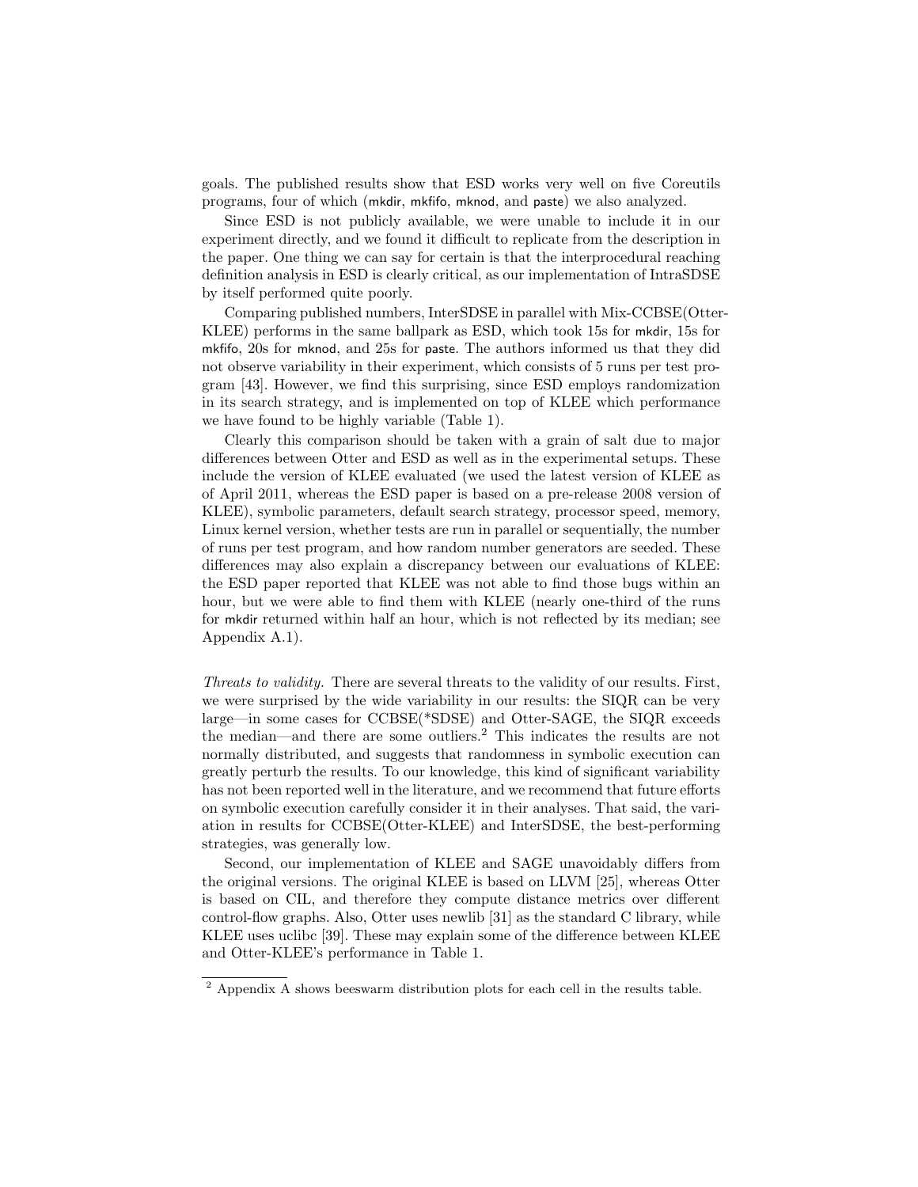goals. The published results show that ESD works very well on five Coreutils programs, four of which (mkdir, mkfifo, mknod, and paste) we also analyzed.

Since ESD is not publicly available, we were unable to include it in our experiment directly, and we found it difficult to replicate from the description in the paper. One thing we can say for certain is that the interprocedural reaching definition analysis in ESD is clearly critical, as our implementation of IntraSDSE by itself performed quite poorly.

Comparing published numbers, InterSDSE in parallel with Mix-CCBSE(Otter-KLEE) performs in the same ballpark as ESD, which took 15s for mkdir, 15s for mkfifo, 20s for mknod, and 25s for paste. The authors informed us that they did not observe variability in their experiment, which consists of 5 runs per test program [43]. However, we find this surprising, since ESD employs randomization in its search strategy, and is implemented on top of KLEE which performance we have found to be highly variable (Table 1).

Clearly this comparison should be taken with a grain of salt due to major differences between Otter and ESD as well as in the experimental setups. These include the version of KLEE evaluated (we used the latest version of KLEE as of April 2011, whereas the ESD paper is based on a pre-release 2008 version of KLEE), symbolic parameters, default search strategy, processor speed, memory, Linux kernel version, whether tests are run in parallel or sequentially, the number of runs per test program, and how random number generators are seeded. These differences may also explain a discrepancy between our evaluations of KLEE: the ESD paper reported that KLEE was not able to find those bugs within an hour, but we were able to find them with KLEE (nearly one-third of the runs for mkdir returned within half an hour, which is not reflected by its median; see Appendix A.1).

*Threats to validity.* There are several threats to the validity of our results. First, we were surprised by the wide variability in our results: the SIQR can be very large—in some cases for CCBSE(*SDSE) and Otter-SAGE, the SIQR exceeds the median—and there are some outliers.[2] This indicates the results are not normally distributed, and suggests that randomness in symbolic execution can greatly perturb the results. To our knowledge, this kind of significant variability has not been reported well in the literature, and we recommend that future efforts on symbolic execution carefully consider it in their analyses. That said, the variation in results for CCBSE(Otter-KLEE) and InterSDSE, the best-performing strategies, was generally low.

Second, our implementation of KLEE and SAGE unavoidably differs from the original versions. The original KLEE is based on LLVM [25], whereas Otter is based on CIL, and therefore they compute distance metrics over different control-flow graphs. Also, Otter uses newlib [31] as the standard C library, while KLEE uses uclibc [39]. These may explain some of the difference between KLEE and Otter-KLEE's performance in Table 1.

---

[2] Appendix A shows beeswarm distribution plots for each cell in the results table.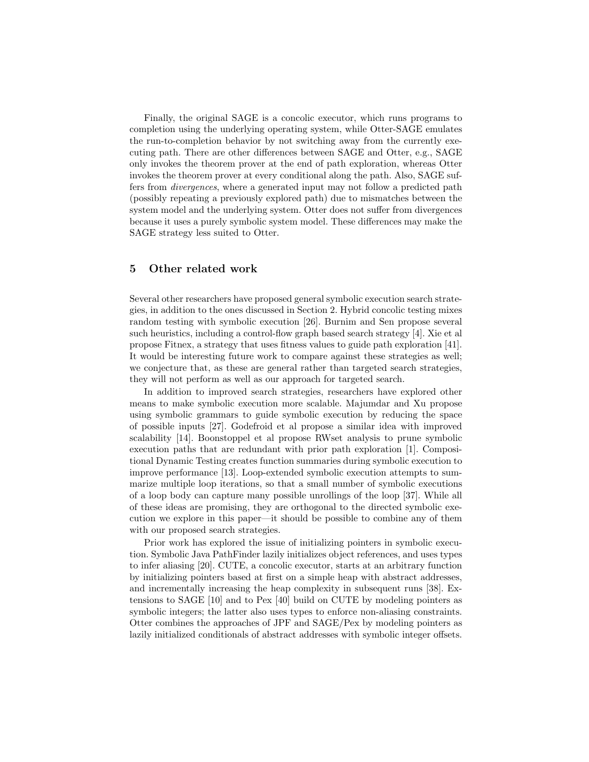Finally, the original SAGE is a concolic executor, which runs programs to completion using the underlying operating system, while Otter-SAGE emulates the run-to-completion behavior by not switching away from the currently executing path. There are other differences between SAGE and Otter, e.g., SAGE only invokes the theorem prover at the end of path exploration, whereas Otter invokes the theorem prover at every conditional along the path. Also, SAGE suffers from *divergences*, where a generated input may not follow a predicted path (possibly repeating a previously explored path) due to mismatches between the system model and the underlying system. Otter does not suffer from divergences because it uses a purely symbolic system model. These differences may make the SAGE strategy less suited to Otter.

## 5 Other related work

Several other researchers have proposed general symbolic execution search strategies, in addition to the ones discussed in Section 2. Hybrid concolic testing mixes random testing with symbolic execution [26]. Burnim and Sen propose several such heuristics, including a control-flow graph based search strategy [4]. Xie et al propose Fitnex, a strategy that uses fitness values to guide path exploration [41]. It would be interesting future work to compare against these strategies as well; we conjecture that, as these are general rather than targeted search strategies, they will not perform as well as our approach for targeted search.

In addition to improved search strategies, researchers have explored other means to make symbolic execution more scalable. Majumdar and Xu propose using symbolic grammars to guide symbolic execution by reducing the space of possible inputs [27]. Godefroid et al propose a similar idea with improved scalability [14]. Boonstoppel et al propose RWset analysis to prune symbolic execution paths that are redundant with prior path exploration [1]. Compositional Dynamic Testing creates function summaries during symbolic execution to improve performance [13]. Loop-extended symbolic execution attempts to summarize multiple loop iterations, so that a small number of symbolic executions of a loop body can capture many possible unrollings of the loop [37]. While all of these ideas are promising, they are orthogonal to the directed symbolic execution we explore in this paper—it should be possible to combine any of them with our proposed search strategies.

Prior work has explored the issue of initializing pointers in symbolic execution. Symbolic Java PathFinder lazily initializes object references, and uses types to infer aliasing [20]. CUTE, a concolic executor, starts at an arbitrary function by initializing pointers based at first on a simple heap with abstract addresses, and incrementally increasing the heap complexity in subsequent runs [38]. Extensions to SAGE [10] and to Pex [40] build on CUTE by modeling pointers as symbolic integers; the latter also uses types to enforce non-aliasing constraints. Otter combines the approaches of JPF and SAGE/Pex by modeling pointers as lazily initialized conditionals of abstract addresses with symbolic integer offsets.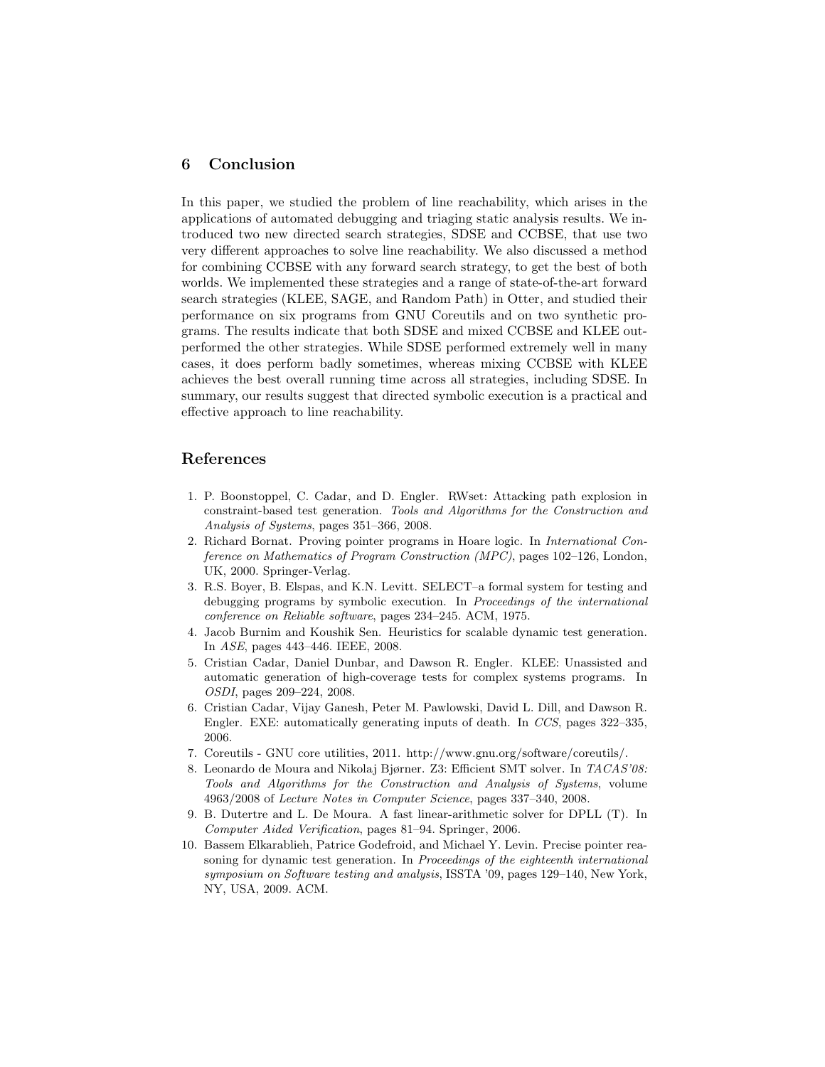## 6 Conclusion

In this paper, we studied the problem of line reachability, which arises in the applications of automated debugging and triaging static analysis results. We introduced two new directed search strategies, SDSE and CCBSE, that use two very different approaches to solve line reachability. We also discussed a method for combining CCBSE with any forward search strategy, to get the best of both worlds. We implemented these strategies and a range of state-of-the-art forward search strategies (KLEE, SAGE, and Random Path) in Otter, and studied their performance on six programs from GNU Coreutils and on two synthetic programs. The results indicate that both SDSE and mixed CCBSE and KLEE outperformed the other strategies. While SDSE performed extremely well in many cases, it does perform badly sometimes, whereas mixing CCBSE with KLEE achieves the best overall running time across all strategies, including SDSE. In summary, our results suggest that directed symbolic execution is a practical and effective approach to line reachability.

## References

1. P. Boonstoppel, C. Cadar, and D. Engler. RWset: Attacking path explosion in constraint-based test generation. *Tools and Algorithms for the Construction and Analysis of Systems*, pages 351–366, 2008.
2. Richard Bornat. Proving pointer programs in Hoare logic. In *International Conference on Mathematics of Program Construction (MPC)*, pages 102–126, London, UK, 2000. Springer-Verlag.
3. R.S. Boyer, B. Elspas, and K.N. Levitt. SELECT–a formal system for testing and debugging programs by symbolic execution. In *Proceedings of the international conference on Reliable software*, pages 234–245. ACM, 1975.
4. Jacob Burnim and Koushik Sen. Heuristics for scalable dynamic test generation. In *ASE*, pages 443–446. IEEE, 2008.
5. Cristian Cadar, Daniel Dunbar, and Dawson R. Engler. KLEE: Unassisted and automatic generation of high-coverage tests for complex systems programs. In *OSDI*, pages 209–224, 2008.
6. Cristian Cadar, Vijay Ganesh, Peter M. Pawlowski, David L. Dill, and Dawson R. Engler. EXE: automatically generating inputs of death. In *CCS*, pages 322–335, 2006.
7. Coreutils - GNU core utilities, 2011. http://www.gnu.org/software/coreutils/.
8. Leonardo de Moura and Nikolaj Bjørner. Z3: Efficient SMT solver. In *TACAS'08: Tools and Algorithms for the Construction and Analysis of Systems*, volume 4963/2008 of *Lecture Notes in Computer Science*, pages 337–340, 2008.
9. B. Dutertre and L. De Moura. A fast linear-arithmetic solver for DPLL (T). In *Computer Aided Verification*, pages 81–94. Springer, 2006.
10. Bassem Elkarablieh, Patrice Godefroid, and Michael Y. Levin. Precise pointer reasoning for dynamic test generation. In *Proceedings of the eighteenth international symposium on Software testing and analysis*, ISSTA '09, pages 129–140, New York, NY, USA, 2009. ACM.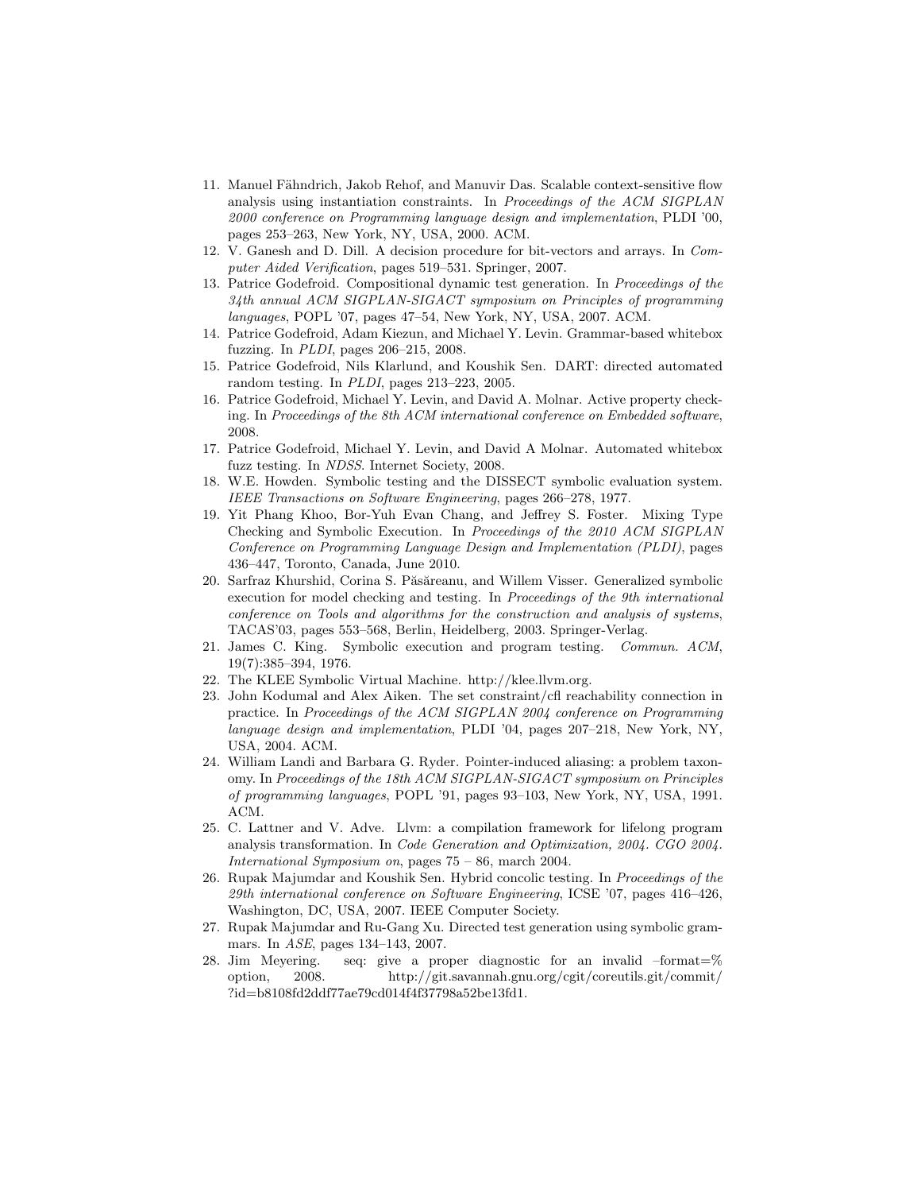11. Manuel Fähndrich, Jakob Rehof, and Manuvir Das. Scalable context-sensitive flow analysis using instantiation constraints. In *Proceedings of the ACM SIGPLAN 2000 conference on Programming language design and implementation*, PLDI '00, pages 253–263, New York, NY, USA, 2000. ACM.
12. V. Ganesh and D. Dill. A decision procedure for bit-vectors and arrays. In *Computer Aided Verification*, pages 519–531. Springer, 2007.
13. Patrice Godefroid. Compositional dynamic test generation. In *Proceedings of the 34th annual ACM SIGPLAN-SIGACT symposium on Principles of programming languages*, POPL '07, pages 47–54, New York, NY, USA, 2007. ACM.
14. Patrice Godefroid, Adam Kiezun, and Michael Y. Levin. Grammar-based whitebox fuzzing. In *PLDI*, pages 206–215, 2008.
15. Patrice Godefroid, Nils Klarlund, and Koushik Sen. DART: directed automated random testing. In *PLDI*, pages 213–223, 2005.
16. Patrice Godefroid, Michael Y. Levin, and David A. Molnar. Active property checking. In *Proceedings of the 8th ACM international conference on Embedded software*, 2008.
17. Patrice Godefroid, Michael Y. Levin, and David A Molnar. Automated whitebox fuzz testing. In *NDSS*. Internet Society, 2008.
18. W.E. Howden. Symbolic testing and the DISSECT symbolic evaluation system. *IEEE Transactions on Software Engineering*, pages 266–278, 1977.
19. Yit Phang Khoo, Bor-Yuh Evan Chang, and Jeffrey S. Foster. Mixing Type Checking and Symbolic Execution. In *Proceedings of the 2010 ACM SIGPLAN Conference on Programming Language Design and Implementation (PLDI)*, pages 436–447, Toronto, Canada, June 2010.
20. Sarfraz Khurshid, Corina S. Păsăreanu, and Willem Visser. Generalized symbolic execution for model checking and testing. In *Proceedings of the 9th international conference on Tools and algorithms for the construction and analysis of systems*, TACAS'03, pages 553–568, Berlin, Heidelberg, 2003. Springer-Verlag.
21. James C. King. Symbolic execution and program testing. *Commun. ACM*, 19(7):385–394, 1976.
22. The KLEE Symbolic Virtual Machine. http://klee.llvm.org.
23. John Kodumal and Alex Aiken. The set constraint/cfl reachability connection in practice. In *Proceedings of the ACM SIGPLAN 2004 conference on Programming language design and implementation*, PLDI '04, pages 207–218, New York, NY, USA, 2004. ACM.
24. William Landi and Barbara G. Ryder. Pointer-induced aliasing: a problem taxonomy. In *Proceedings of the 18th ACM SIGPLAN-SIGACT symposium on Principles of programming languages*, POPL '91, pages 93–103, New York, NY, USA, 1991. ACM.
25. C. Lattner and V. Adve. Llvm: a compilation framework for lifelong program analysis transformation. In *Code Generation and Optimization, 2004. CGO 2004. International Symposium on*, pages 75 – 86, march 2004.
26. Rupak Majumdar and Koushik Sen. Hybrid concolic testing. In *Proceedings of the 29th international conference on Software Engineering*, ICSE '07, pages 416–426, Washington, DC, USA, 2007. IEEE Computer Society.
27. Rupak Majumdar and Ru-Gang Xu. Directed test generation using symbolic grammars. In *ASE*, pages 134–143, 2007.
28. Jim Meyering. seq: give a proper diagnostic for an invalid –format=% option, 2008. http://git.savannah.gnu.org/cgit/coreutils.git/commit/?id=b8108fd2ddf77ae79cd014f4f37798a52be13fd1.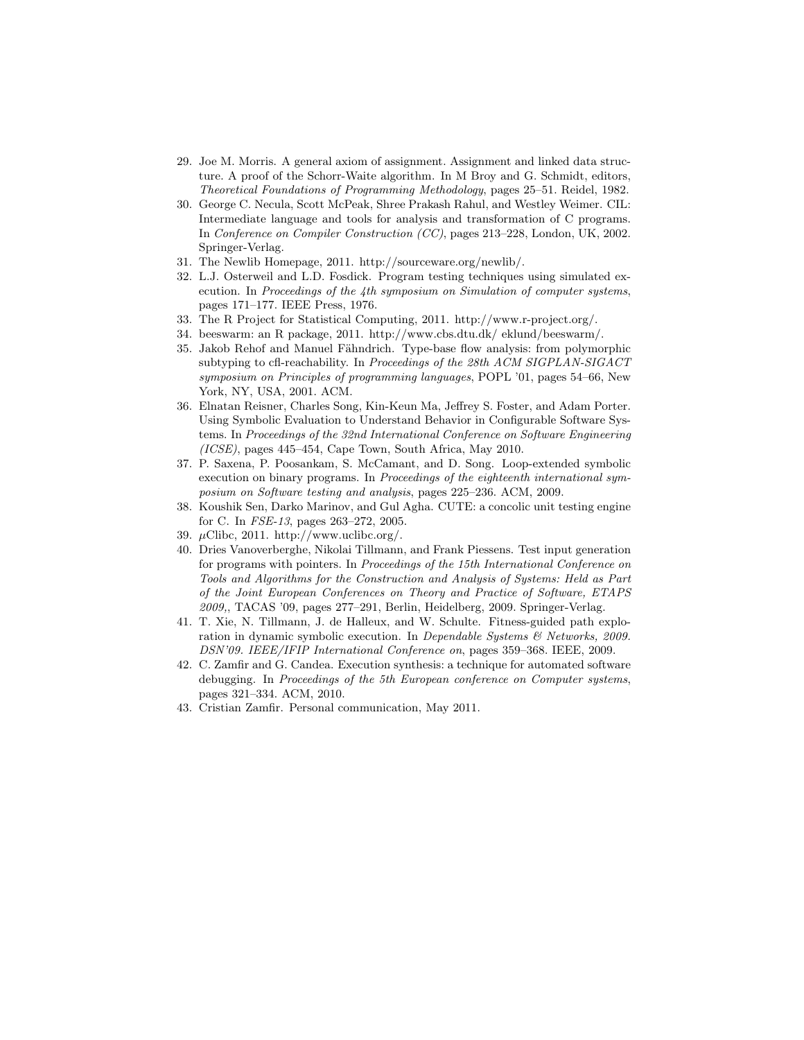29. Joe M. Morris. A general axiom of assignment. Assignment and linked data structure. A proof of the Schorr-Waite algorithm. In M Broy and G. Schmidt, editors, *Theoretical Foundations of Programming Methodology*, pages 25–51. Reidel, 1982.
30. George C. Necula, Scott McPeak, Shree Prakash Rahul, and Westley Weimer. CIL: Intermediate language and tools for analysis and transformation of C programs. In *Conference on Compiler Construction (CC)*, pages 213–228, London, UK, 2002. Springer-Verlag.
31. The Newlib Homepage, 2011. http://sourceware.org/newlib/.
32. L.J. Osterweil and L.D. Fosdick. Program testing techniques using simulated execution. In *Proceedings of the 4th symposium on Simulation of computer systems*, pages 171–177. IEEE Press, 1976.
33. The R Project for Statistical Computing, 2011. http://www.r-project.org/.
34. beeswarm: an R package, 2011. http://www.cbs.dtu.dk/ eklund/beeswarm/.
35. Jakob Rehof and Manuel Fähndrich. Type-base flow analysis: from polymorphic subtyping to cfl-reachability. In *Proceedings of the 28th ACM SIGPLAN-SIGACT symposium on Principles of programming languages*, POPL '01, pages 54–66, New York, NY, USA, 2001. ACM.
36. Elnatan Reisner, Charles Song, Kin-Keun Ma, Jeffrey S. Foster, and Adam Porter. Using Symbolic Evaluation to Understand Behavior in Configurable Software Systems. In *Proceedings of the 32nd International Conference on Software Engineering (ICSE)*, pages 445–454, Cape Town, South Africa, May 2010.
37. P. Saxena, P. Poosankam, S. McCamant, and D. Song. Loop-extended symbolic execution on binary programs. In *Proceedings of the eighteenth international symposium on Software testing and analysis*, pages 225–236. ACM, 2009.
38. Koushik Sen, Darko Marinov, and Gul Agha. CUTE: a concolic unit testing engine for C. In *FSE-13*, pages 263–272, 2005.
39. $\mu$Clibc, 2011. http://www.uclibc.org/.
40. Dries Vanoverberghe, Nikolai Tillmann, and Frank Piessens. Test input generation for programs with pointers. In *Proceedings of the 15th International Conference on Tools and Algorithms for the Construction and Analysis of Systems: Held as Part of the Joint European Conferences on Theory and Practice of Software, ETAPS 2009,*, TACAS '09, pages 277–291, Berlin, Heidelberg, 2009. Springer-Verlag.
41. T. Xie, N. Tillmann, J. de Halleux, and W. Schulte. Fitness-guided path exploration in dynamic symbolic execution. In *Dependable Systems & Networks, 2009. DSN'09. IEEE/IFIP International Conference on*, pages 359–368. IEEE, 2009.
42. C. Zamfir and G. Candea. Execution synthesis: a technique for automated software debugging. In *Proceedings of the 5th European conference on Computer systems*, pages 321–334. ACM, 2010.
43. Cristian Zamfir. Personal communication, May 2011.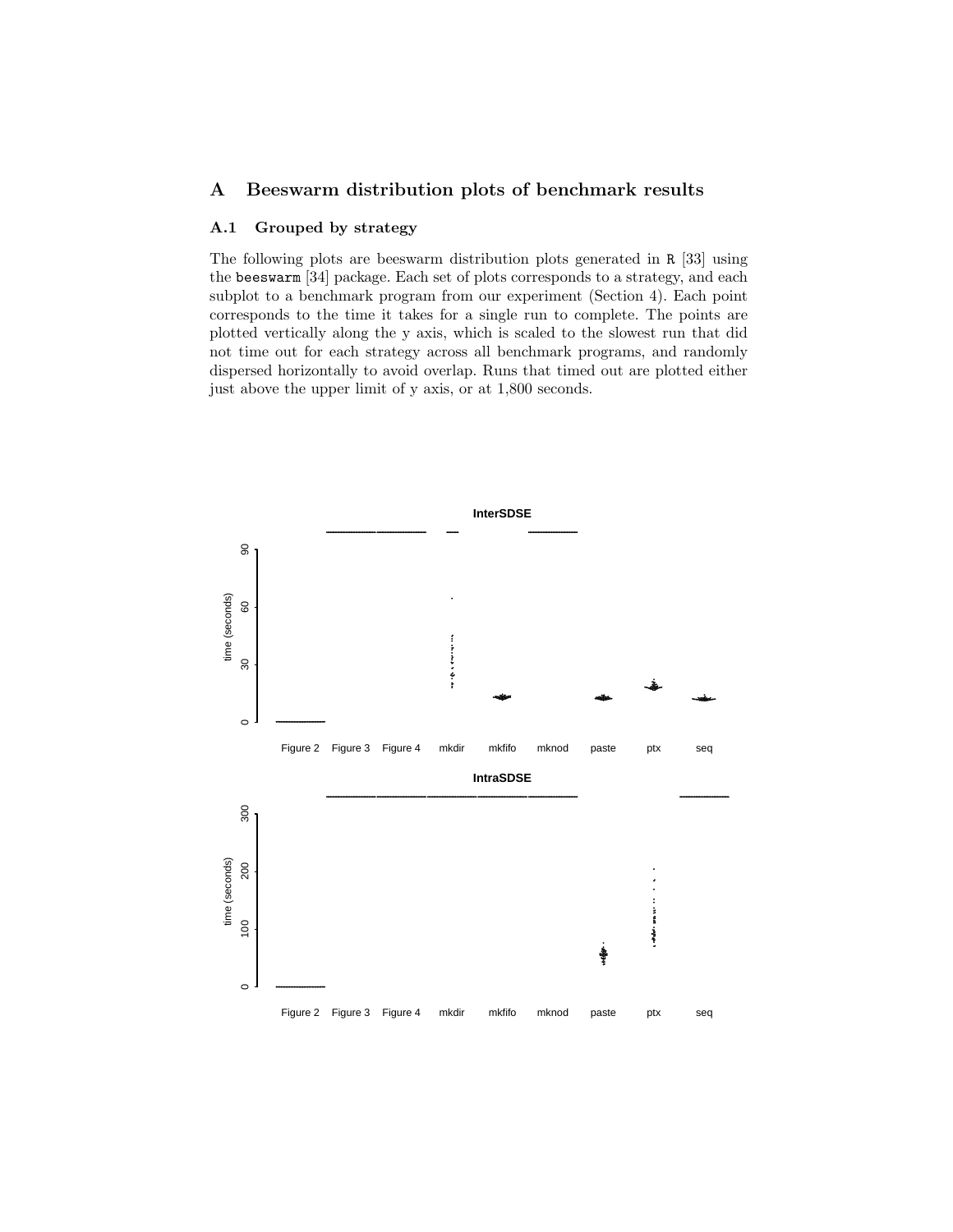# A Beeswarm distribution plots of benchmark results

## A.1 Grouped by strategy

The following plots are beeswarm distribution plots generated in `R` [33] using the `beeswarm` [34] package. Each set of plots corresponds to a strategy, and each subplot to a benchmark program from our experiment (Section 4). Each point corresponds to the time it takes for a single run to complete. The points are plotted vertically along the y axis, which is scaled to the slowest run that did not time out for each strategy across all benchmark programs, and randomly dispersed horizontally to avoid overlap. Runs that timed out are plotted either just above the upper limit of y axis, or at 1,800 seconds.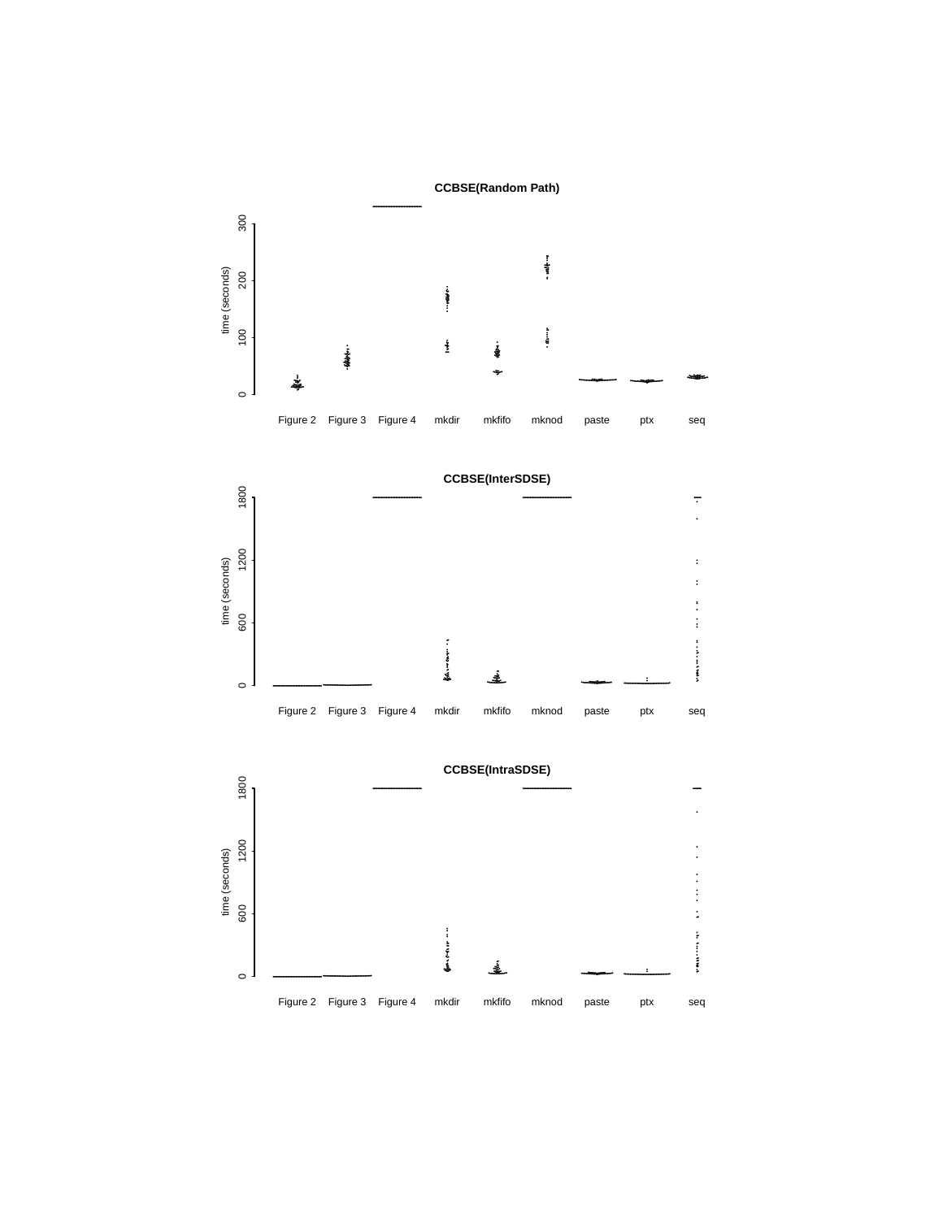**CCBSE(Random Path)**

**CCBSE(InterSDSE)**

**CCBSE(IntraSDSE)**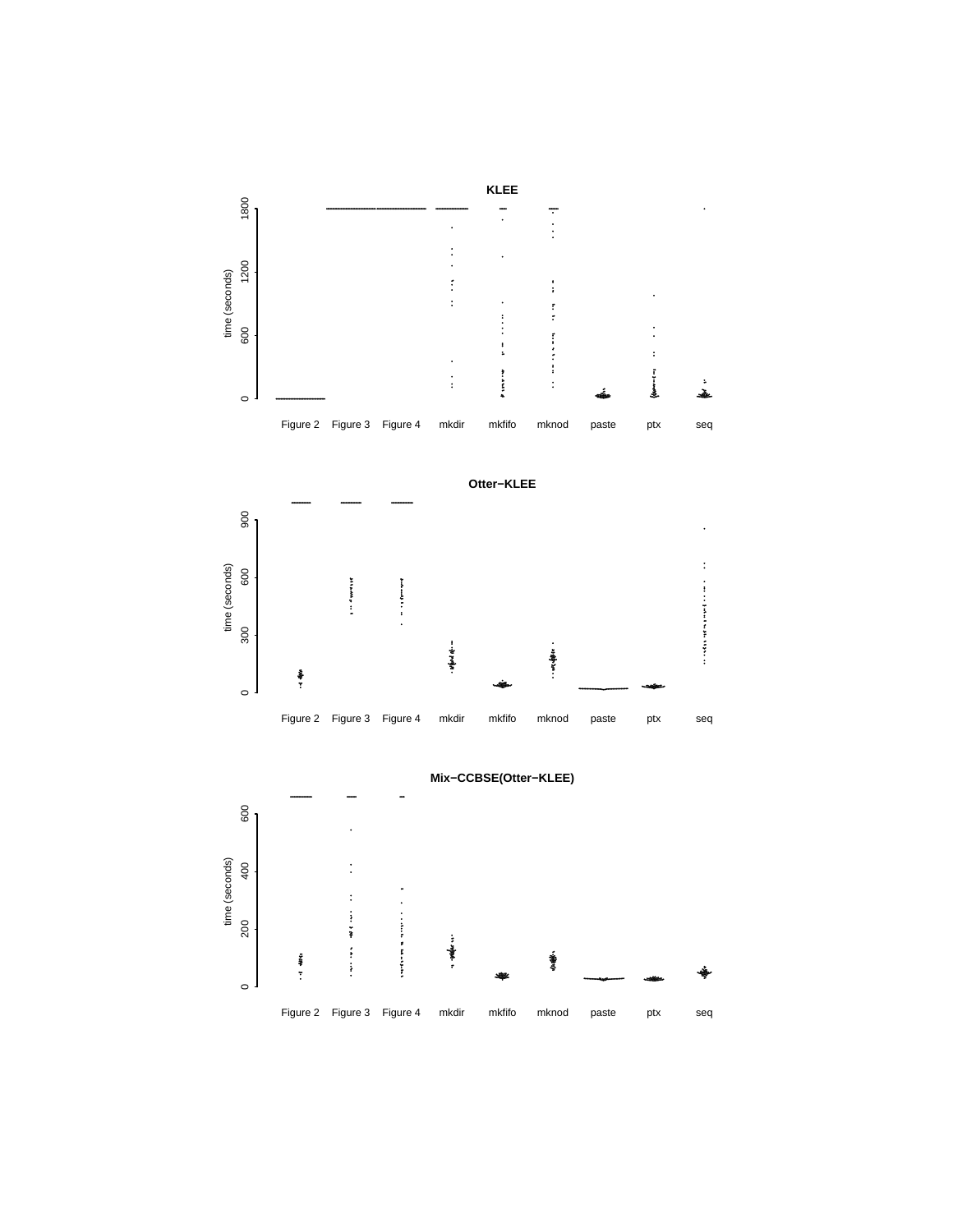**KLEE**

time (seconds)

1800
1200
600
0

Figure 2 Figure 3 Figure 4 mkdir mkfifo mknod paste ptx seq

**Otter−KLEE**

time (seconds)

900
600
300
0

Figure 2 Figure 3 Figure 4 mkdir mkfifo mknod paste ptx seq

**Mix−CCBSE(Otter−KLEE)**

time (seconds)

600
400
200
0

Figure 2 Figure 3 Figure 4 mkdir mkfifo mknod paste ptx seq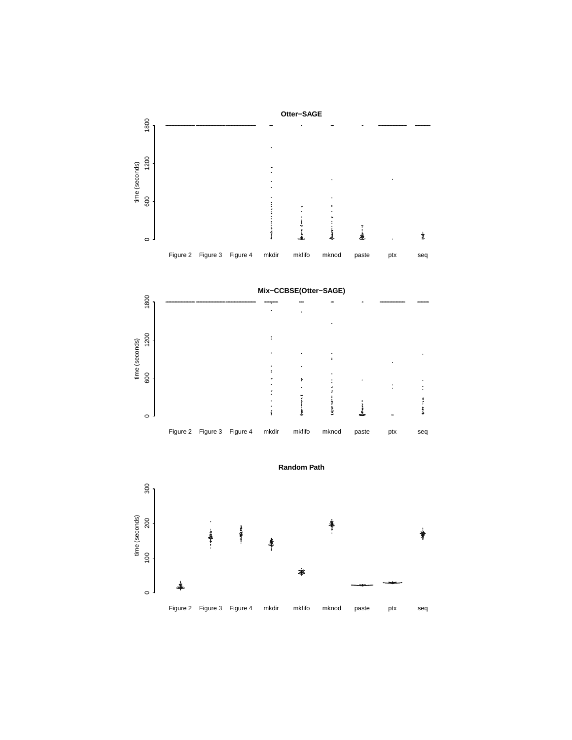**Otter−SAGE**

time (seconds)

0, 600, 1200, 1800

Figure 2, Figure 3, Figure 4, mkdir, mkfifo, mknod, paste, ptx, seq

**Mix−CCBSE(Otter−SAGE)**

time (seconds)

0, 600, 1200, 1800

Figure 2, Figure 3, Figure 4, mkdir, mkfifo, mknod, paste, ptx, seq

**Random Path**

time (seconds)

0, 100, 200, 300

Figure 2, Figure 3, Figure 4, mkdir, mkfifo, mknod, paste, ptx, seq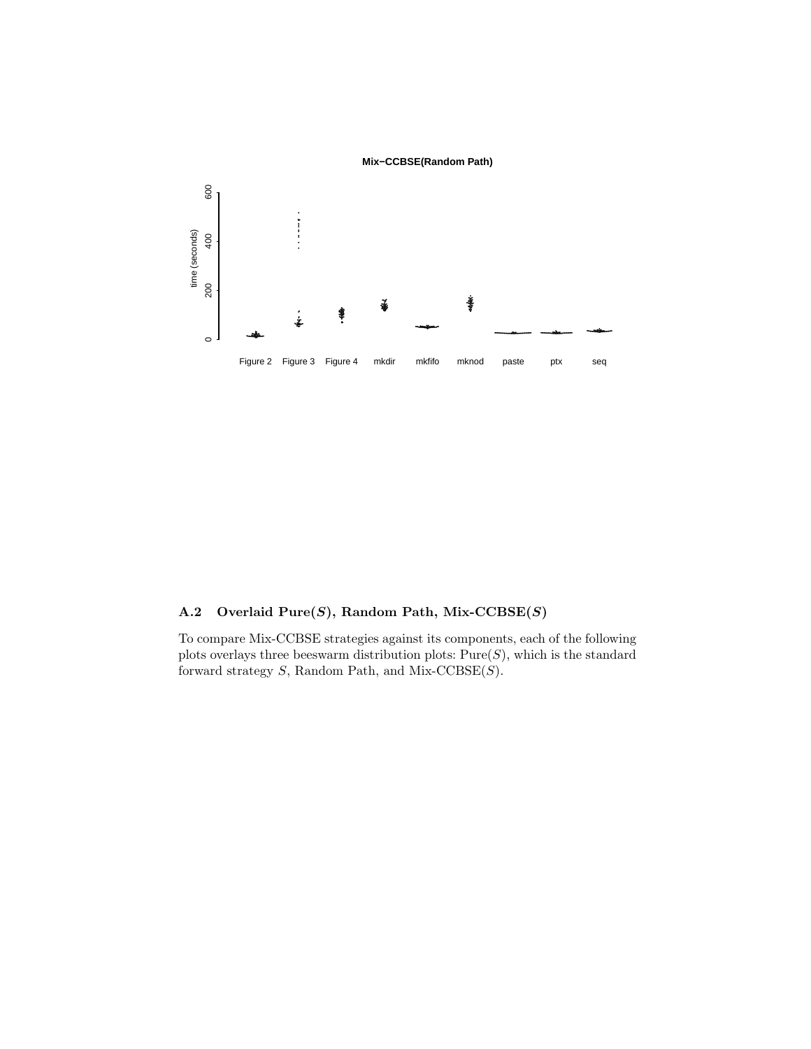Mix−CCBSE(Random Path)

## A.2 Overlaid Pure($S$), Random Path, Mix-CCBSE($S$)

To compare Mix-CCBSE strategies against its components, each of the following plots overlays three beeswarm distribution plots: Pure($S$), which is the standard forward strategy $S$, Random Path, and Mix-CCBSE($S$).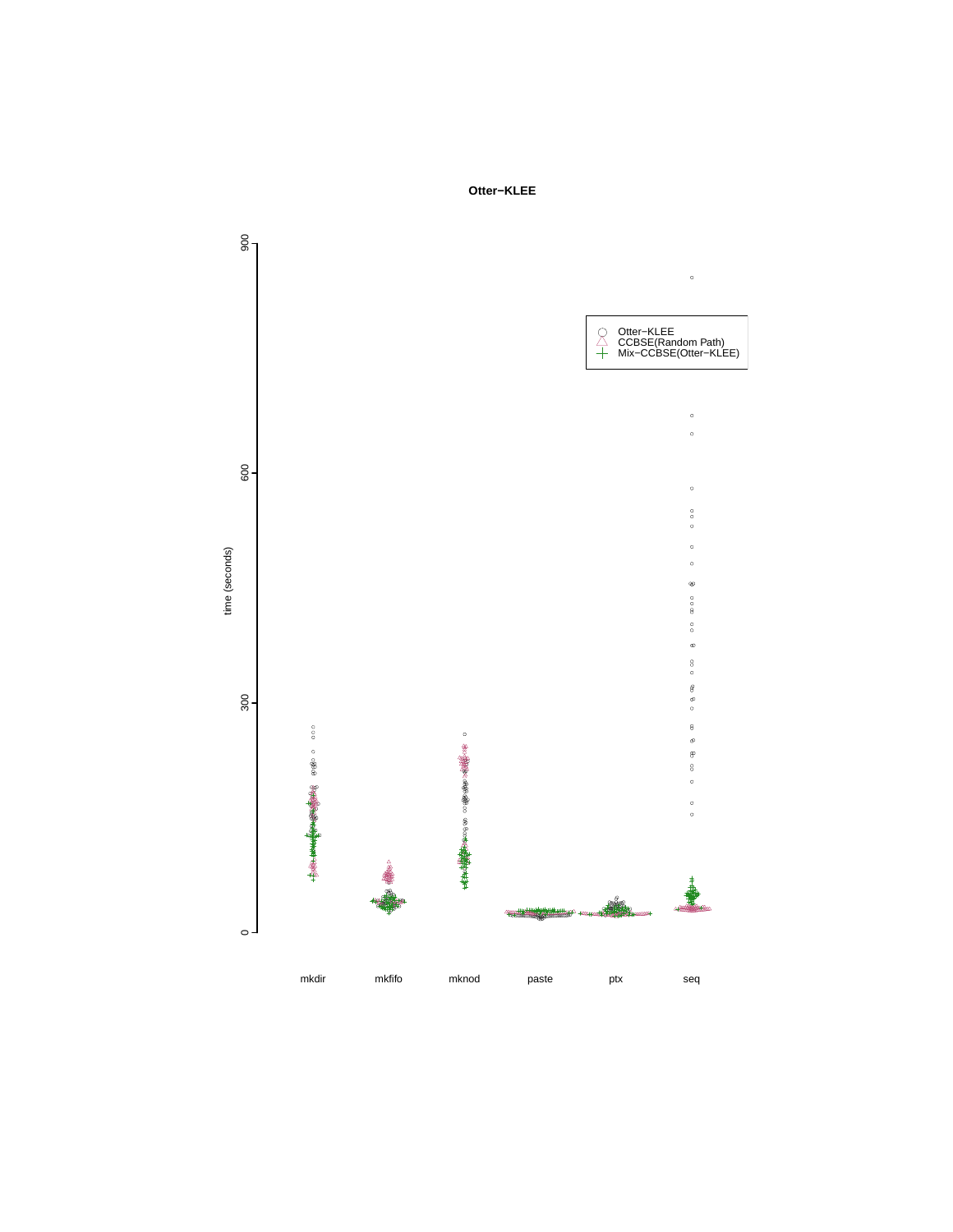**Otter−KLEE**

time (seconds)

0, 300, 600, 900

mkdir, mkfifo, mknod, paste, ptx, seq

Otter−KLEE
CCBSE(Random Path)
Mix−CCBSE(Otter−KLEE)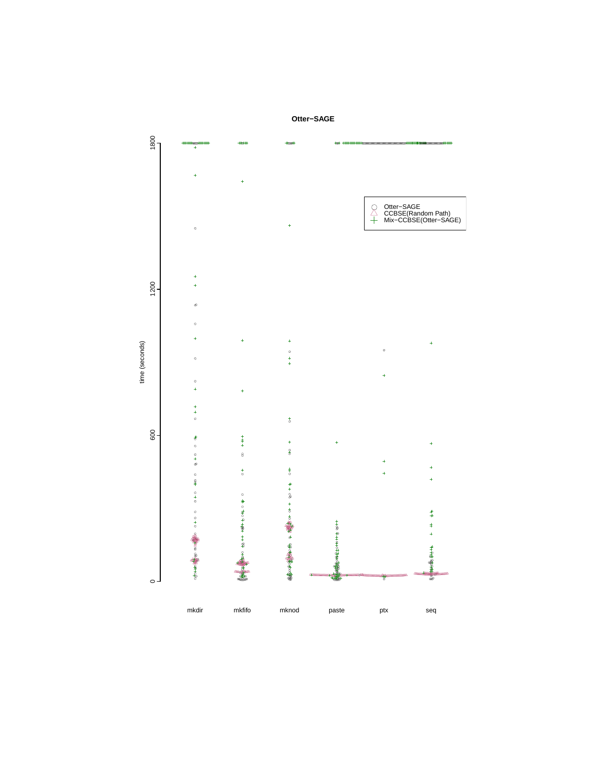**Otter−SAGE**

time (seconds)

1800

1200

600

0

Otter−SAGE
CCBSE(Random Path)
Mix−CCBSE(Otter−SAGE)

mkdir mkfifo mknod paste ptx seq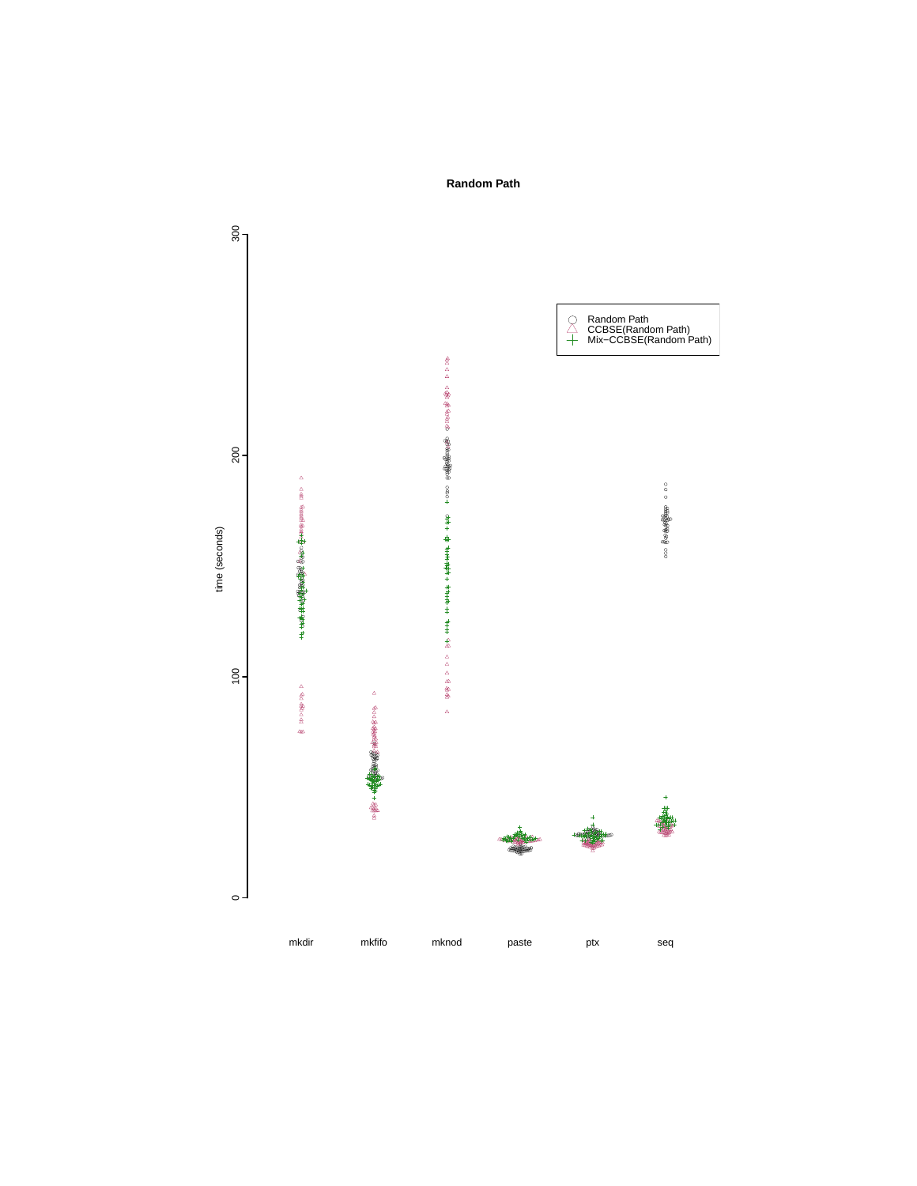**Random Path**

time (seconds)

300

200

100

0

Random Path
CCBSE(Random Path)
Mix−CCBSE(Random Path)

mkdir mkfifo mknod paste ptx seq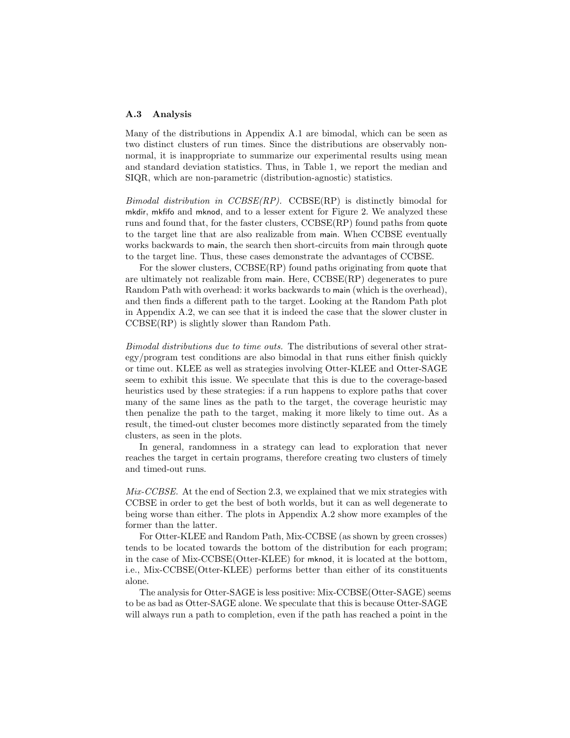### A.3 Analysis

Many of the distributions in Appendix A.1 are bimodal, which can be seen as two distinct clusters of run times. Since the distributions are observably non-normal, it is inappropriate to summarize our experimental results using mean and standard deviation statistics. Thus, in Table 1, we report the median and SIQR, which are non-parametric (distribution-agnostic) statistics.

*Bimodal distribution in CCBSE(RP).* CCBSE(RP) is distinctly bimodal for mkdir, mkfifo and mknod, and to a lesser extent for Figure 2. We analyzed these runs and found that, for the faster clusters, CCBSE(RP) found paths from quote to the target line that are also realizable from main. When CCBSE eventually works backwards to main, the search then short-circuits from main through quote to the target line. Thus, these cases demonstrate the advantages of CCBSE.

For the slower clusters, CCBSE(RP) found paths originating from quote that are ultimately not realizable from main. Here, CCBSE(RP) degenerates to pure Random Path with overhead: it works backwards to main (which is the overhead), and then finds a different path to the target. Looking at the Random Path plot in Appendix A.2, we can see that it is indeed the case that the slower cluster in CCBSE(RP) is slightly slower than Random Path.

*Bimodal distributions due to time outs.* The distributions of several other strategy/program test conditions are also bimodal in that runs either finish quickly or time out. KLEE as well as strategies involving Otter-KLEE and Otter-SAGE seem to exhibit this issue. We speculate that this is due to the coverage-based heuristics used by these strategies: if a run happens to explore paths that cover many of the same lines as the path to the target, the coverage heuristic may then penalize the path to the target, making it more likely to time out. As a result, the timed-out cluster becomes more distinctly separated from the timely clusters, as seen in the plots.

In general, randomness in a strategy can lead to exploration that never reaches the target in certain programs, therefore creating two clusters of timely and timed-out runs.

*Mix-CCBSE.* At the end of Section 2.3, we explained that we mix strategies with CCBSE in order to get the best of both worlds, but it can as well degenerate to being worse than either. The plots in Appendix A.2 show more examples of the former than the latter.

For Otter-KLEE and Random Path, Mix-CCBSE (as shown by green crosses) tends to be located towards the bottom of the distribution for each program; in the case of Mix-CCBSE(Otter-KLEE) for mknod, it is located at the bottom, i.e., Mix-CCBSE(Otter-KLEE) performs better than either of its constituents alone.

The analysis for Otter-SAGE is less positive: Mix-CCBSE(Otter-SAGE) seems to be as bad as Otter-SAGE alone. We speculate that this is because Otter-SAGE will always run a path to completion, even if the path has reached a point in the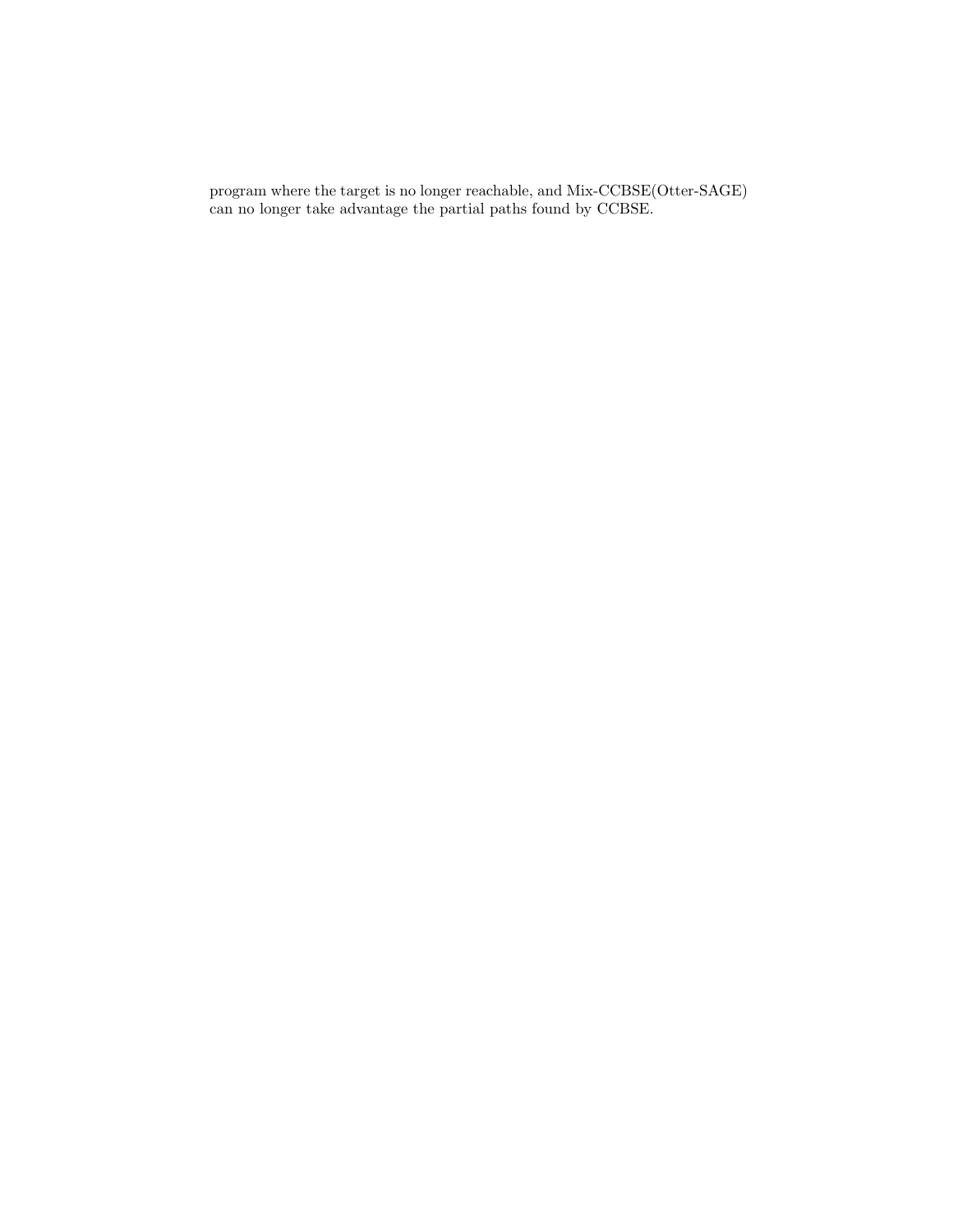program where the target is no longer reachable, and Mix-CCBSE(Otter-SAGE) can no longer take advantage the partial paths found by CCBSE.